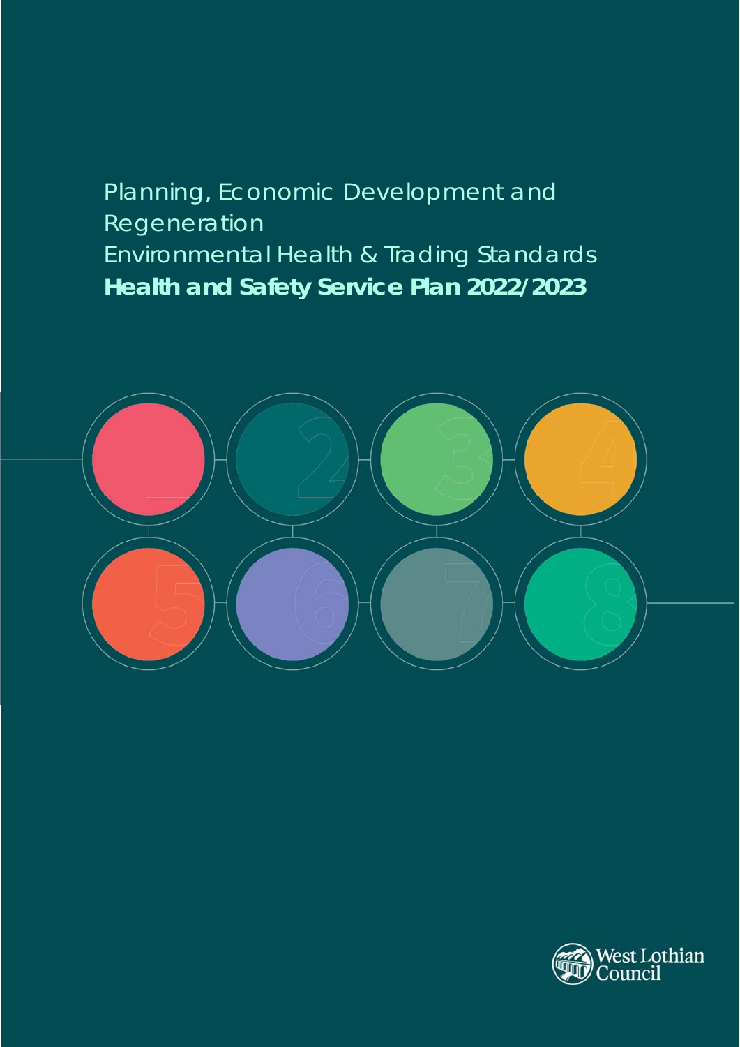Planning, Economic Development and Regeneration

Environmental Health & Trading Standards

**Health and Safety Service Plan 2022/2023**

West Lothian Council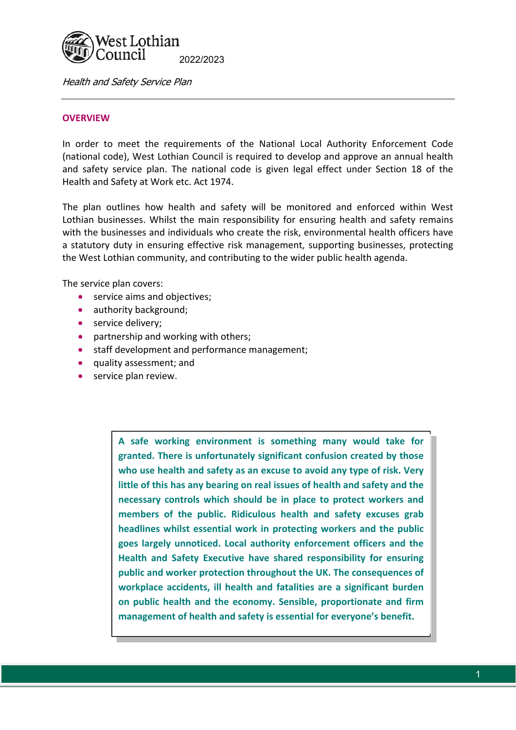West Lothian Council 2022/2023

*Health and Safety Service Plan*

## OVERVIEW

In order to meet the requirements of the National Local Authority Enforcement Code (national code), West Lothian Council is required to develop and approve an annual health and safety service plan. The national code is given legal effect under Section 18 of the Health and Safety at Work etc. Act 1974.

The plan outlines how health and safety will be monitored and enforced within West Lothian businesses. Whilst the main responsibility for ensuring health and safety remains with the businesses and individuals who create the risk, environmental health officers have a statutory duty in ensuring effective risk management, supporting businesses, protecting the West Lothian community, and contributing to the wider public health agenda.

The service plan covers:

- service aims and objectives;
- authority background;
- service delivery;
- partnership and working with others;
- staff development and performance management;
- quality assessment; and
- service plan review.

**A safe working environment is something many would take for granted. There is unfortunately significant confusion created by those who use health and safety as an excuse to avoid any type of risk. Very little of this has any bearing on real issues of health and safety and the necessary controls which should be in place to protect workers and members of the public. Ridiculous health and safety excuses grab headlines whilst essential work in protecting workers and the public goes largely unnoticed. Local authority enforcement officers and the Health and Safety Executive have shared responsibility for ensuring public and worker protection throughout the UK. The consequences of workplace accidents, ill health and fatalities are a significant burden on public health and the economy. Sensible, proportionate and firm management of health and safety is essential for everyone's benefit.**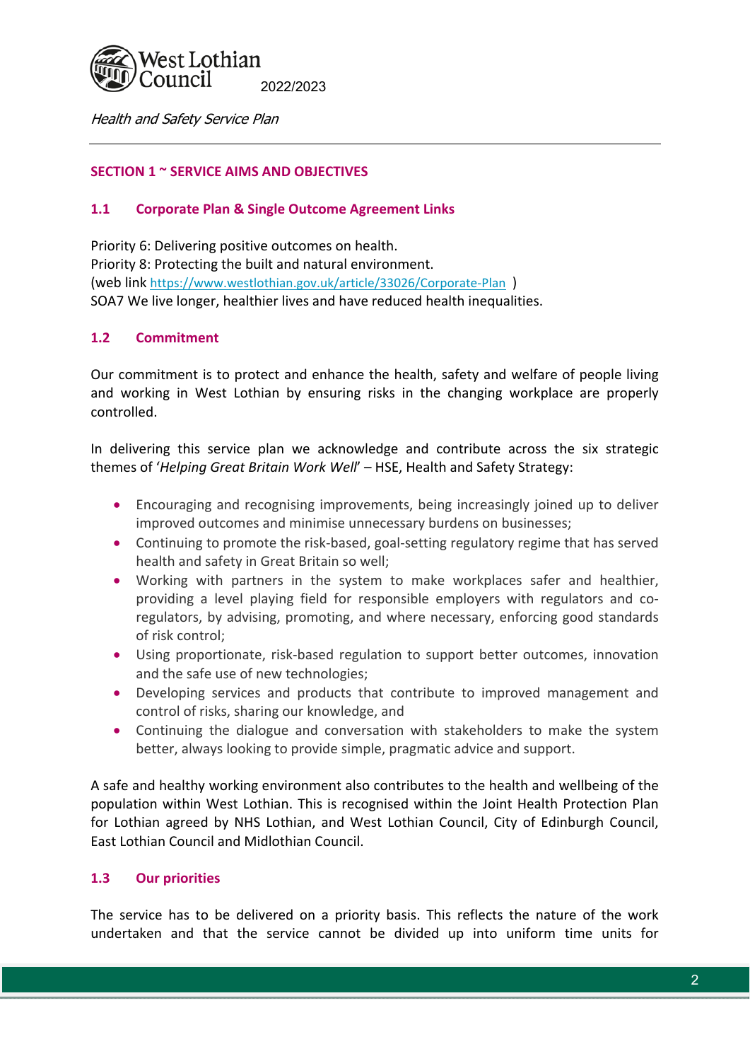## SECTION 1 ~ SERVICE AIMS AND OBJECTIVES

### 1.1 Corporate Plan & Single Outcome Agreement Links

Priority 6: Delivering positive outcomes on health.
Priority 8: Protecting the built and natural environment.
(web link https://www.westlothian.gov.uk/article/33026/Corporate-Plan )
SOA7 We live longer, healthier lives and have reduced health inequalities.

### 1.2 Commitment

Our commitment is to protect and enhance the health, safety and welfare of people living and working in West Lothian by ensuring risks in the changing workplace are properly controlled.

In delivering this service plan we acknowledge and contribute across the six strategic themes of '*Helping Great Britain Work Well*' – HSE, Health and Safety Strategy:

- Encouraging and recognising improvements, being increasingly joined up to deliver improved outcomes and minimise unnecessary burdens on businesses;
- Continuing to promote the risk-based, goal-setting regulatory regime that has served health and safety in Great Britain so well;
- Working with partners in the system to make workplaces safer and healthier, providing a level playing field for responsible employers with regulators and co-regulators, by advising, promoting, and where necessary, enforcing good standards of risk control;
- Using proportionate, risk-based regulation to support better outcomes, innovation and the safe use of new technologies;
- Developing services and products that contribute to improved management and control of risks, sharing our knowledge, and
- Continuing the dialogue and conversation with stakeholders to make the system better, always looking to provide simple, pragmatic advice and support.

A safe and healthy working environment also contributes to the health and wellbeing of the population within West Lothian. This is recognised within the Joint Health Protection Plan for Lothian agreed by NHS Lothian, and West Lothian Council, City of Edinburgh Council, East Lothian Council and Midlothian Council.

### 1.3 Our priorities

The service has to be delivered on a priority basis. This reflects the nature of the work undertaken and that the service cannot be divided up into uniform time units for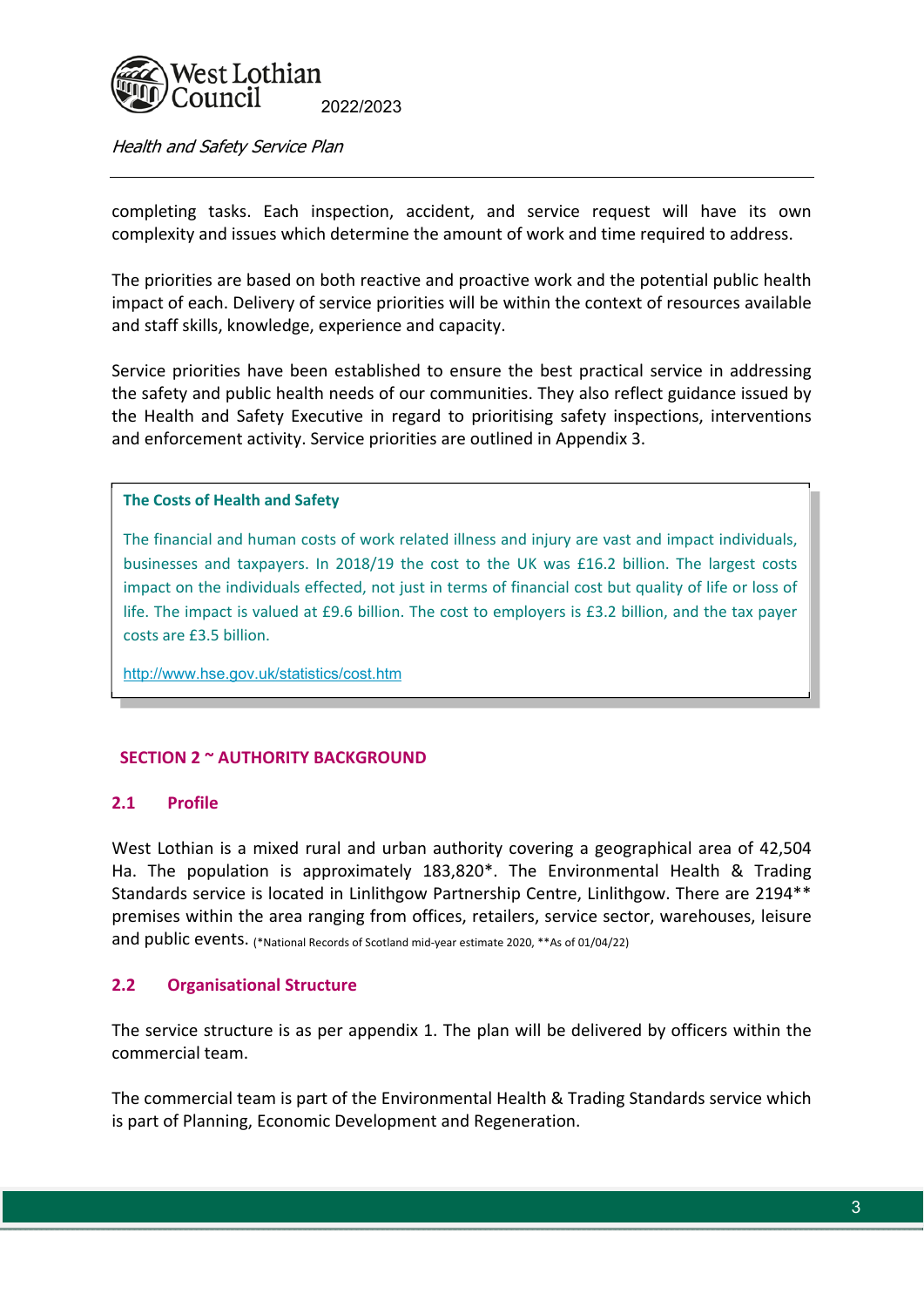completing tasks. Each inspection, accident, and service request will have its own complexity and issues which determine the amount of work and time required to address.

The priorities are based on both reactive and proactive work and the potential public health impact of each. Delivery of service priorities will be within the context of resources available and staff skills, knowledge, experience and capacity.

Service priorities have been established to ensure the best practical service in addressing the safety and public health needs of our communities. They also reflect guidance issued by the Health and Safety Executive in regard to prioritising safety inspections, interventions and enforcement activity. Service priorities are outlined in Appendix 3.

> **The Costs of Health and Safety**
>
> The financial and human costs of work related illness and injury are vast and impact individuals, businesses and taxpayers. In 2018/19 the cost to the UK was £16.2 billion. The largest costs impact on the individuals effected, not just in terms of financial cost but quality of life or loss of life. The impact is valued at £9.6 billion. The cost to employers is £3.2 billion, and the tax payer costs are £3.5 billion.
>
> http://www.hse.gov.uk/statistics/cost.htm

## SECTION 2 ~ AUTHORITY BACKGROUND

### 2.1 Profile

West Lothian is a mixed rural and urban authority covering a geographical area of 42,504 Ha. The population is approximately 183,820*. The Environmental Health & Trading Standards service is located in Linlithgow Partnership Centre, Linlithgow. There are 2194** premises within the area ranging from offices, retailers, service sector, warehouses, leisure and public events. (*National Records of Scotland mid-year estimate 2020, **As of 01/04/22)

### 2.2 Organisational Structure

The service structure is as per appendix 1. The plan will be delivered by officers within the commercial team.

The commercial team is part of the Environmental Health & Trading Standards service which is part of Planning, Economic Development and Regeneration.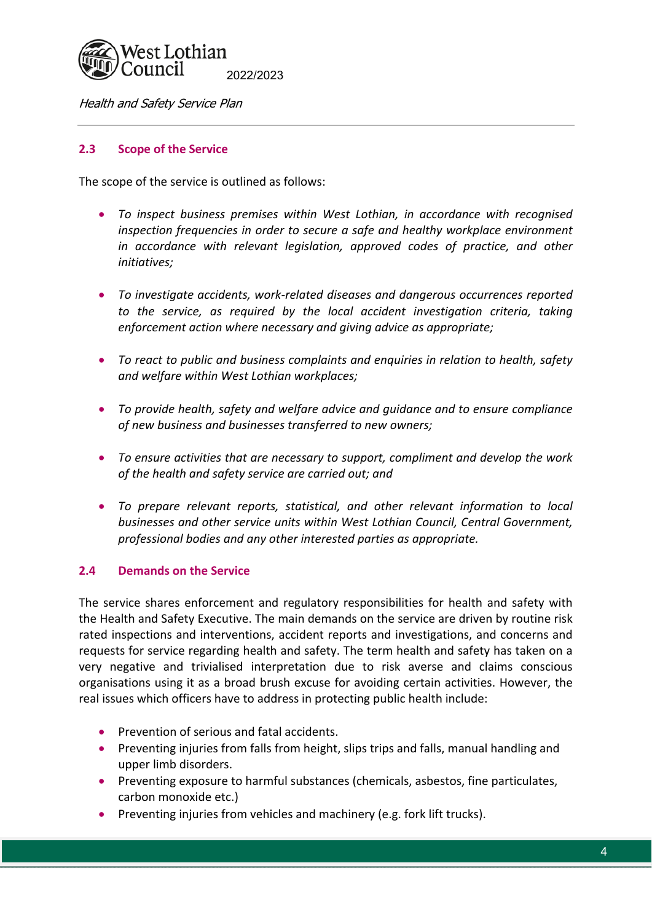### 2.3 Scope of the Service

The scope of the service is outlined as follows:

- *To inspect business premises within West Lothian, in accordance with recognised inspection frequencies in order to secure a safe and healthy workplace environment in accordance with relevant legislation, approved codes of practice, and other initiatives;*

- *To investigate accidents, work-related diseases and dangerous occurrences reported to the service, as required by the local accident investigation criteria, taking enforcement action where necessary and giving advice as appropriate;*

- *To react to public and business complaints and enquiries in relation to health, safety and welfare within West Lothian workplaces;*

- *To provide health, safety and welfare advice and guidance and to ensure compliance of new business and businesses transferred to new owners;*

- *To ensure activities that are necessary to support, compliment and develop the work of the health and safety service are carried out; and*

- *To prepare relevant reports, statistical, and other relevant information to local businesses and other service units within West Lothian Council, Central Government, professional bodies and any other interested parties as appropriate.*

### 2.4 Demands on the Service

The service shares enforcement and regulatory responsibilities for health and safety with the Health and Safety Executive. The main demands on the service are driven by routine risk rated inspections and interventions, accident reports and investigations, and concerns and requests for service regarding health and safety. The term health and safety has taken on a very negative and trivialised interpretation due to risk averse and claims conscious organisations using it as a broad brush excuse for avoiding certain activities. However, the real issues which officers have to address in protecting public health include:

- Prevention of serious and fatal accidents.
- Preventing injuries from falls from height, slips trips and falls, manual handling and upper limb disorders.
- Preventing exposure to harmful substances (chemicals, asbestos, fine particulates, carbon monoxide etc.)
- Preventing injuries from vehicles and machinery (e.g. fork lift trucks).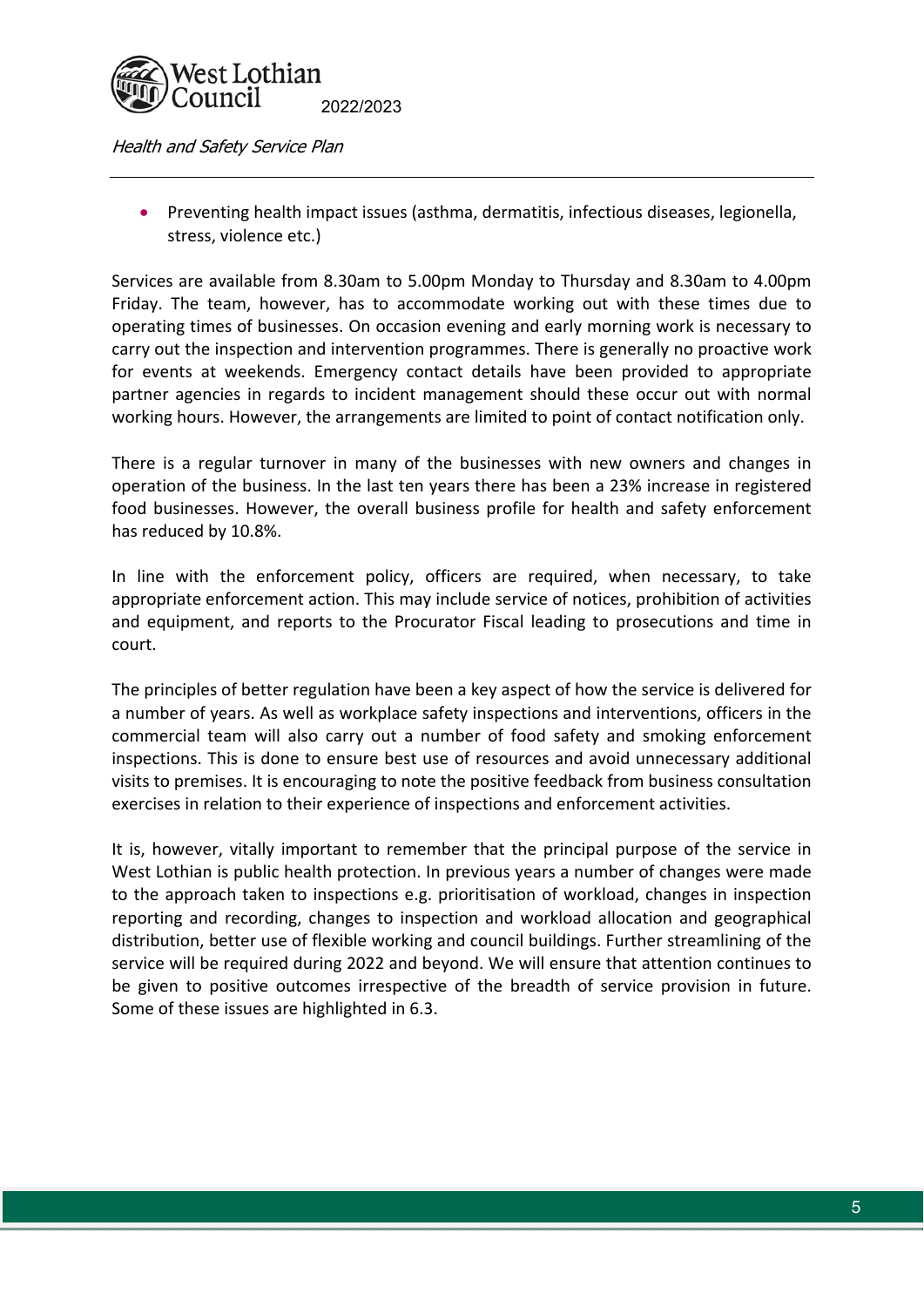- Preventing health impact issues (asthma, dermatitis, infectious diseases, legionella, stress, violence etc.)

Services are available from 8.30am to 5.00pm Monday to Thursday and 8.30am to 4.00pm Friday. The team, however, has to accommodate working out with these times due to operating times of businesses. On occasion evening and early morning work is necessary to carry out the inspection and intervention programmes. There is generally no proactive work for events at weekends. Emergency contact details have been provided to appropriate partner agencies in regards to incident management should these occur out with normal working hours. However, the arrangements are limited to point of contact notification only.

There is a regular turnover in many of the businesses with new owners and changes in operation of the business. In the last ten years there has been a 23% increase in registered food businesses. However, the overall business profile for health and safety enforcement has reduced by 10.8%.

In line with the enforcement policy, officers are required, when necessary, to take appropriate enforcement action. This may include service of notices, prohibition of activities and equipment, and reports to the Procurator Fiscal leading to prosecutions and time in court.

The principles of better regulation have been a key aspect of how the service is delivered for a number of years. As well as workplace safety inspections and interventions, officers in the commercial team will also carry out a number of food safety and smoking enforcement inspections. This is done to ensure best use of resources and avoid unnecessary additional visits to premises. It is encouraging to note the positive feedback from business consultation exercises in relation to their experience of inspections and enforcement activities.

It is, however, vitally important to remember that the principal purpose of the service in West Lothian is public health protection. In previous years a number of changes were made to the approach taken to inspections e.g. prioritisation of workload, changes in inspection reporting and recording, changes to inspection and workload allocation and geographical distribution, better use of flexible working and council buildings. Further streamlining of the service will be required during 2022 and beyond. We will ensure that attention continues to be given to positive outcomes irrespective of the breadth of service provision in future. Some of these issues are highlighted in 6.3.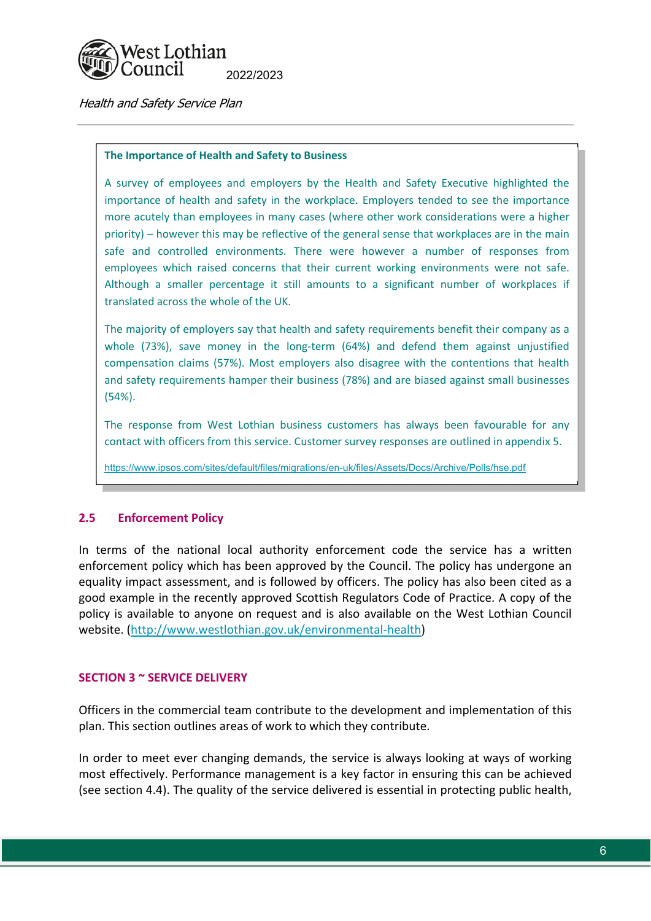**The Importance of Health and Safety to Business**

A survey of employees and employers by the Health and Safety Executive highlighted the importance of health and safety in the workplace. Employers tended to see the importance more acutely than employees in many cases (where other work considerations were a higher priority) – however this may be reflective of the general sense that workplaces are in the main safe and controlled environments. There were however a number of responses from employees which raised concerns that their current working environments were not safe. Although a smaller percentage it still amounts to a significant number of workplaces if translated across the whole of the UK.

The majority of employers say that health and safety requirements benefit their company as a whole (73%), save money in the long-term (64%) and defend them against unjustified compensation claims (57%). Most employers also disagree with the contentions that health and safety requirements hamper their business (78%) and are biased against small businesses (54%).

The response from West Lothian business customers has always been favourable for any contact with officers from this service. Customer survey responses are outlined in appendix 5.

https://www.ipsos.com/sites/default/files/migrations/en-uk/files/Assets/Docs/Archive/Polls/hse.pdf

## 2.5 Enforcement Policy

In terms of the national local authority enforcement code the service has a written enforcement policy which has been approved by the Council. The policy has undergone an equality impact assessment, and is followed by officers. The policy has also been cited as a good example in the recently approved Scottish Regulators Code of Practice. A copy of the policy is available to anyone on request and is also available on the West Lothian Council website. (http://www.westlothian.gov.uk/environmental-health)

## SECTION 3 ~ SERVICE DELIVERY

Officers in the commercial team contribute to the development and implementation of this plan. This section outlines areas of work to which they contribute.

In order to meet ever changing demands, the service is always looking at ways of working most effectively. Performance management is a key factor in ensuring this can be achieved (see section 4.4). The quality of the service delivered is essential in protecting public health,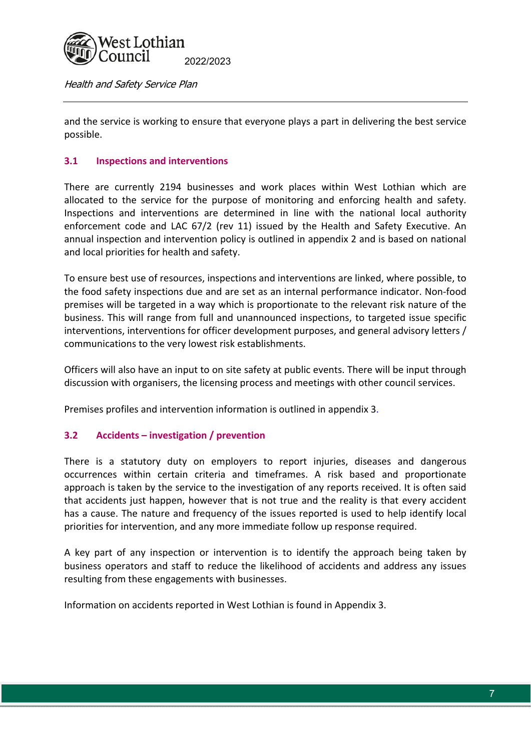and the service is working to ensure that everyone plays a part in delivering the best service possible.

### 3.1 Inspections and interventions

There are currently 2194 businesses and work places within West Lothian which are allocated to the service for the purpose of monitoring and enforcing health and safety. Inspections and interventions are determined in line with the national local authority enforcement code and LAC 67/2 (rev 11) issued by the Health and Safety Executive. An annual inspection and intervention policy is outlined in appendix 2 and is based on national and local priorities for health and safety.

To ensure best use of resources, inspections and interventions are linked, where possible, to the food safety inspections due and are set as an internal performance indicator. Non-food premises will be targeted in a way which is proportionate to the relevant risk nature of the business. This will range from full and unannounced inspections, to targeted issue specific interventions, interventions for officer development purposes, and general advisory letters / communications to the very lowest risk establishments.

Officers will also have an input to on site safety at public events. There will be input through discussion with organisers, the licensing process and meetings with other council services.

Premises profiles and intervention information is outlined in appendix 3.

### 3.2 Accidents – investigation / prevention

There is a statutory duty on employers to report injuries, diseases and dangerous occurrences within certain criteria and timeframes. A risk based and proportionate approach is taken by the service to the investigation of any reports received. It is often said that accidents just happen, however that is not true and the reality is that every accident has a cause. The nature and frequency of the issues reported is used to help identify local priorities for intervention, and any more immediate follow up response required.

A key part of any inspection or intervention is to identify the approach being taken by business operators and staff to reduce the likelihood of accidents and address any issues resulting from these engagements with businesses.

Information on accidents reported in West Lothian is found in Appendix 3.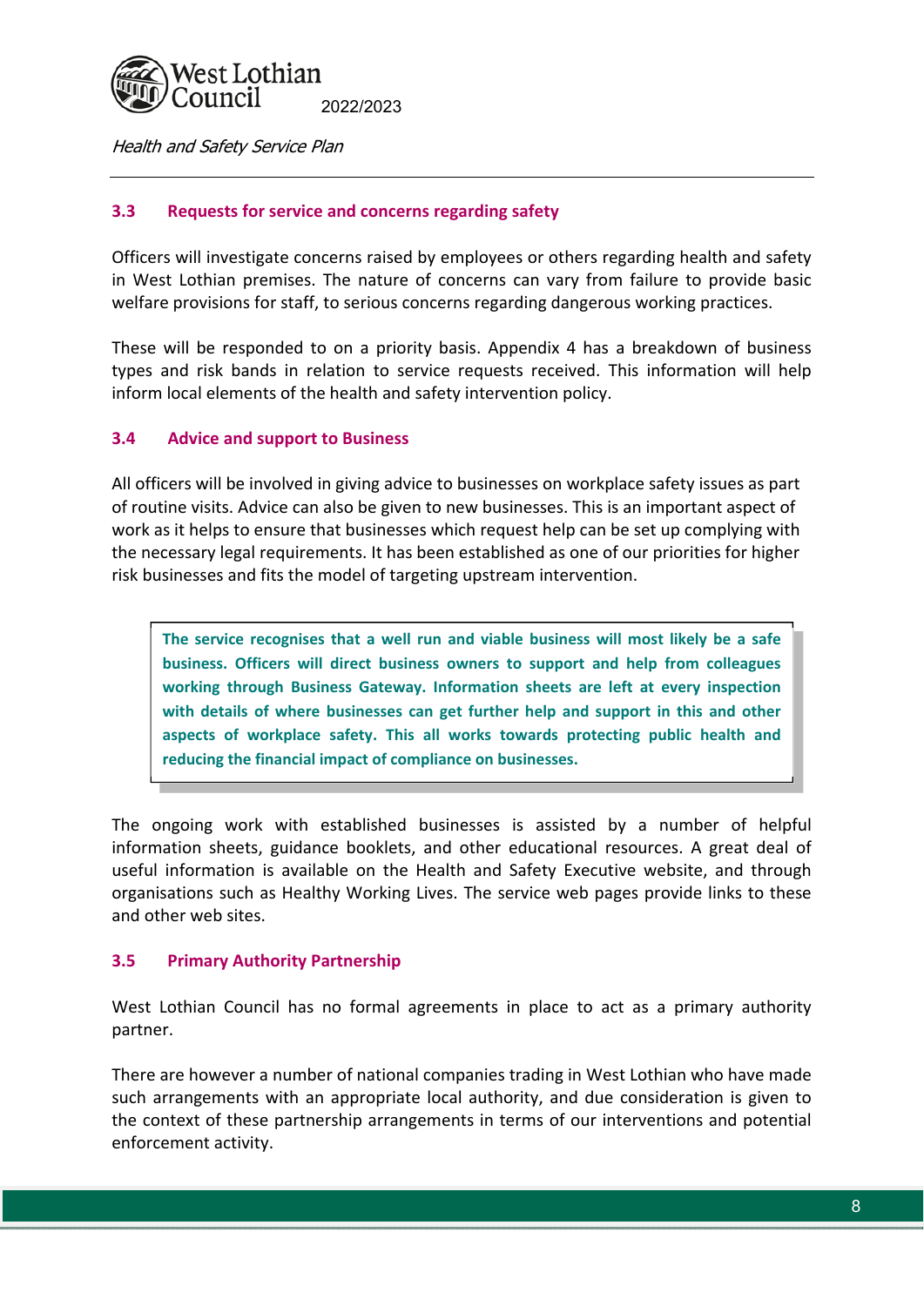### 3.3 Requests for service and concerns regarding safety

Officers will investigate concerns raised by employees or others regarding health and safety in West Lothian premises. The nature of concerns can vary from failure to provide basic welfare provisions for staff, to serious concerns regarding dangerous working practices.

These will be responded to on a priority basis. Appendix 4 has a breakdown of business types and risk bands in relation to service requests received. This information will help inform local elements of the health and safety intervention policy.

### 3.4 Advice and support to Business

All officers will be involved in giving advice to businesses on workplace safety issues as part of routine visits. Advice can also be given to new businesses. This is an important aspect of work as it helps to ensure that businesses which request help can be set up complying with the necessary legal requirements. It has been established as one of our priorities for higher risk businesses and fits the model of targeting upstream intervention.

> **The service recognises that a well run and viable business will most likely be a safe business. Officers will direct business owners to support and help from colleagues working through Business Gateway. Information sheets are left at every inspection with details of where businesses can get further help and support in this and other aspects of workplace safety. This all works towards protecting public health and reducing the financial impact of compliance on businesses.**

The ongoing work with established businesses is assisted by a number of helpful information sheets, guidance booklets, and other educational resources. A great deal of useful information is available on the Health and Safety Executive website, and through organisations such as Healthy Working Lives. The service web pages provide links to these and other web sites.

### 3.5 Primary Authority Partnership

West Lothian Council has no formal agreements in place to act as a primary authority partner.

There are however a number of national companies trading in West Lothian who have made such arrangements with an appropriate local authority, and due consideration is given to the context of these partnership arrangements in terms of our interventions and potential enforcement activity.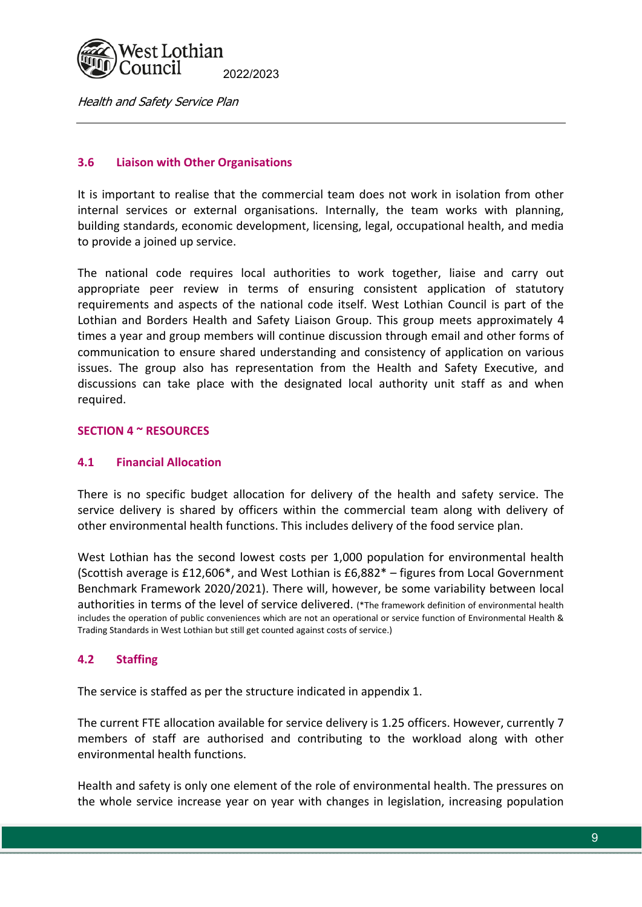### 3.6 Liaison with Other Organisations

It is important to realise that the commercial team does not work in isolation from other internal services or external organisations. Internally, the team works with planning, building standards, economic development, licensing, legal, occupational health, and media to provide a joined up service.

The national code requires local authorities to work together, liaise and carry out appropriate peer review in terms of ensuring consistent application of statutory requirements and aspects of the national code itself. West Lothian Council is part of the Lothian and Borders Health and Safety Liaison Group. This group meets approximately 4 times a year and group members will continue discussion through email and other forms of communication to ensure shared understanding and consistency of application on various issues. The group also has representation from the Health and Safety Executive, and discussions can take place with the designated local authority unit staff as and when required.

## SECTION 4 ~ RESOURCES

### 4.1 Financial Allocation

There is no specific budget allocation for delivery of the health and safety service. The service delivery is shared by officers within the commercial team along with delivery of other environmental health functions. This includes delivery of the food service plan.

West Lothian has the second lowest costs per 1,000 population for environmental health (Scottish average is £12,606*, and West Lothian is £6,882* – figures from Local Government Benchmark Framework 2020/2021). There will, however, be some variability between local authorities in terms of the level of service delivered. (*The framework definition of environmental health includes the operation of public conveniences which are not an operational or service function of Environmental Health & Trading Standards in West Lothian but still get counted against costs of service.)

### 4.2 Staffing

The service is staffed as per the structure indicated in appendix 1.

The current FTE allocation available for service delivery is 1.25 officers. However, currently 7 members of staff are authorised and contributing to the workload along with other environmental health functions.

Health and safety is only one element of the role of environmental health. The pressures on the whole service increase year on year with changes in legislation, increasing population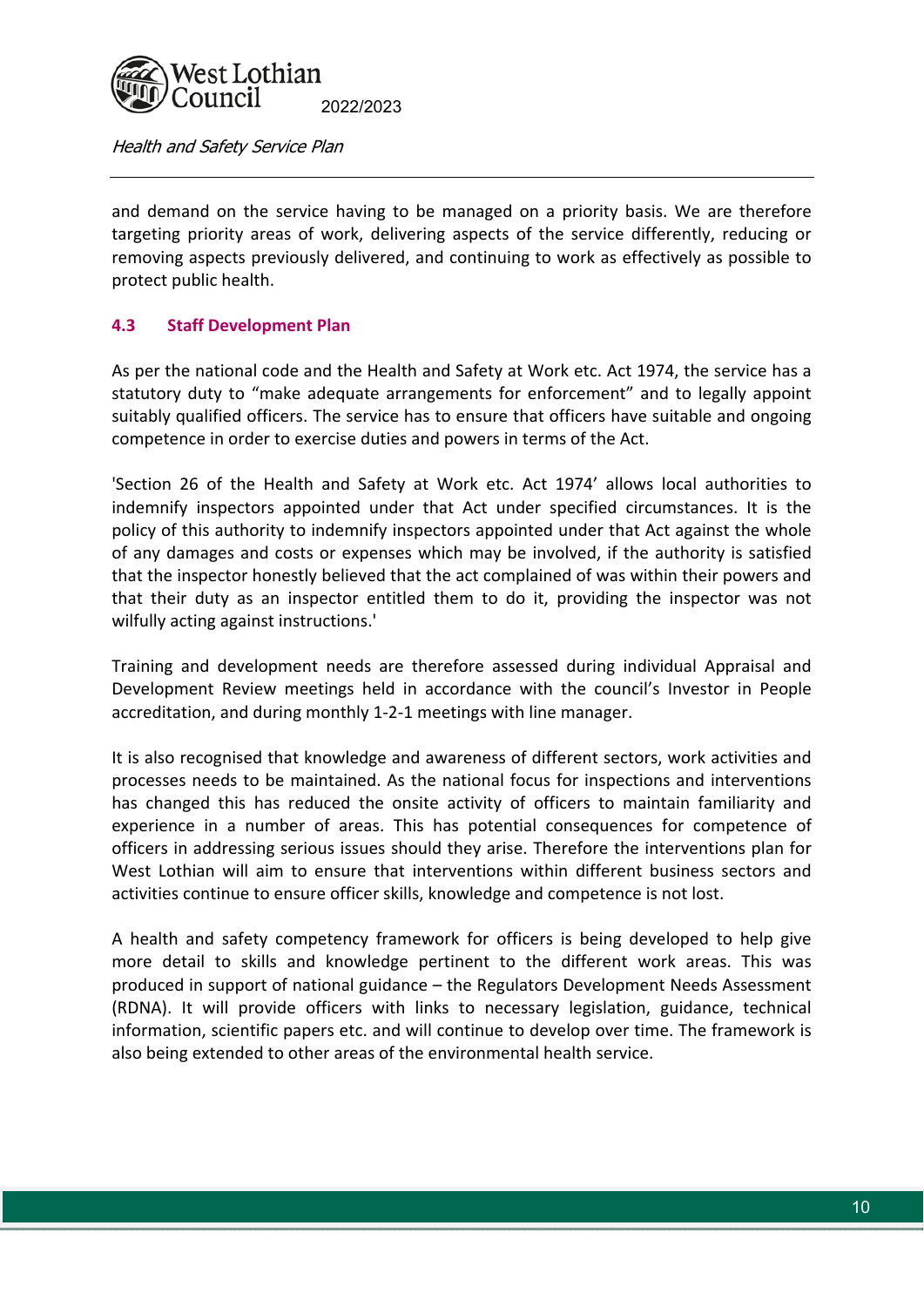and demand on the service having to be managed on a priority basis. We are therefore targeting priority areas of work, delivering aspects of the service differently, reducing or removing aspects previously delivered, and continuing to work as effectively as possible to protect public health.

### 4.3 Staff Development Plan

As per the national code and the Health and Safety at Work etc. Act 1974, the service has a statutory duty to “make adequate arrangements for enforcement” and to legally appoint suitably qualified officers. The service has to ensure that officers have suitable and ongoing competence in order to exercise duties and powers in terms of the Act.

'Section 26 of the Health and Safety at Work etc. Act 1974’ allows local authorities to indemnify inspectors appointed under that Act under specified circumstances. It is the policy of this authority to indemnify inspectors appointed under that Act against the whole of any damages and costs or expenses which may be involved, if the authority is satisfied that the inspector honestly believed that the act complained of was within their powers and that their duty as an inspector entitled them to do it, providing the inspector was not wilfully acting against instructions.'

Training and development needs are therefore assessed during individual Appraisal and Development Review meetings held in accordance with the council’s Investor in People accreditation, and during monthly 1-2-1 meetings with line manager.

It is also recognised that knowledge and awareness of different sectors, work activities and processes needs to be maintained. As the national focus for inspections and interventions has changed this has reduced the onsite activity of officers to maintain familiarity and experience in a number of areas. This has potential consequences for competence of officers in addressing serious issues should they arise. Therefore the interventions plan for West Lothian will aim to ensure that interventions within different business sectors and activities continue to ensure officer skills, knowledge and competence is not lost.

A health and safety competency framework for officers is being developed to help give more detail to skills and knowledge pertinent to the different work areas. This was produced in support of national guidance – the Regulators Development Needs Assessment (RDNA). It will provide officers with links to necessary legislation, guidance, technical information, scientific papers etc. and will continue to develop over time. The framework is also being extended to other areas of the environmental health service.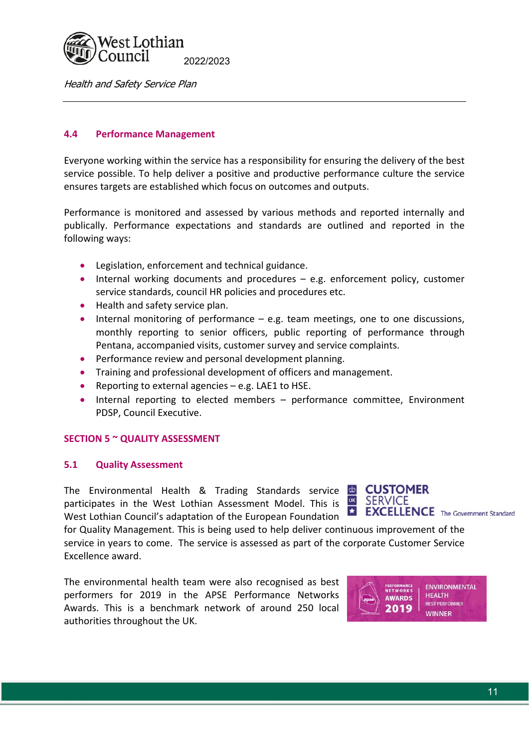### 4.4 Performance Management

Everyone working within the service has a responsibility for ensuring the delivery of the best service possible. To help deliver a positive and productive performance culture the service ensures targets are established which focus on outcomes and outputs.

Performance is monitored and assessed by various methods and reported internally and publically. Performance expectations and standards are outlined and reported in the following ways:

- Legislation, enforcement and technical guidance.
- Internal working documents and procedures – e.g. enforcement policy, customer service standards, council HR policies and procedures etc.
- Health and safety service plan.
- Internal monitoring of performance – e.g. team meetings, one to one discussions, monthly reporting to senior officers, public reporting of performance through Pentana, accompanied visits, customer survey and service complaints.
- Performance review and personal development planning.
- Training and professional development of officers and management.
- Reporting to external agencies – e.g. LAE1 to HSE.
- Internal reporting to elected members – performance committee, Environment PDSP, Council Executive.

## SECTION 5 ~ QUALITY ASSESSMENT

### 5.1 Quality Assessment

The Environmental Health & Trading Standards service participates in the West Lothian Assessment Model. This is West Lothian Council's adaptation of the European Foundation for Quality Management. This is being used to help deliver continuous improvement of the service in years to come. The service is assessed as part of the corporate Customer Service Excellence award.

CUSTOMER SERVICE EXCELLENCE The Government Standard

The environmental health team were also recognised as best performers for 2019 in the APSE Performance Networks Awards. This is a benchmark network of around 250 local authorities throughout the UK.

PERFORMANCE NETWORKS AWARDS 2019 ENVIRONMENTAL HEALTH BEST PERFORMER WINNER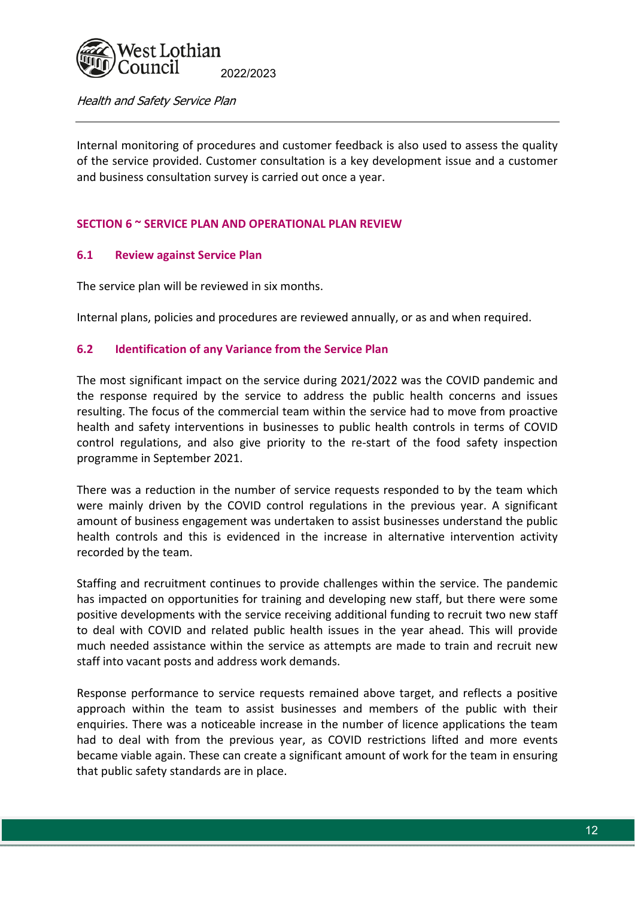Internal monitoring of procedures and customer feedback is also used to assess the quality of the service provided. Customer consultation is a key development issue and a customer and business consultation survey is carried out once a year.

## SECTION 6 ~ SERVICE PLAN AND OPERATIONAL PLAN REVIEW

### 6.1 Review against Service Plan

The service plan will be reviewed in six months.

Internal plans, policies and procedures are reviewed annually, or as and when required.

### 6.2 Identification of any Variance from the Service Plan

The most significant impact on the service during 2021/2022 was the COVID pandemic and the response required by the service to address the public health concerns and issues resulting. The focus of the commercial team within the service had to move from proactive health and safety interventions in businesses to public health controls in terms of COVID control regulations, and also give priority to the re-start of the food safety inspection programme in September 2021.

There was a reduction in the number of service requests responded to by the team which were mainly driven by the COVID control regulations in the previous year. A significant amount of business engagement was undertaken to assist businesses understand the public health controls and this is evidenced in the increase in alternative intervention activity recorded by the team.

Staffing and recruitment continues to provide challenges within the service. The pandemic has impacted on opportunities for training and developing new staff, but there were some positive developments with the service receiving additional funding to recruit two new staff to deal with COVID and related public health issues in the year ahead. This will provide much needed assistance within the service as attempts are made to train and recruit new staff into vacant posts and address work demands.

Response performance to service requests remained above target, and reflects a positive approach within the team to assist businesses and members of the public with their enquiries. There was a noticeable increase in the number of licence applications the team had to deal with from the previous year, as COVID restrictions lifted and more events became viable again. These can create a significant amount of work for the team in ensuring that public safety standards are in place.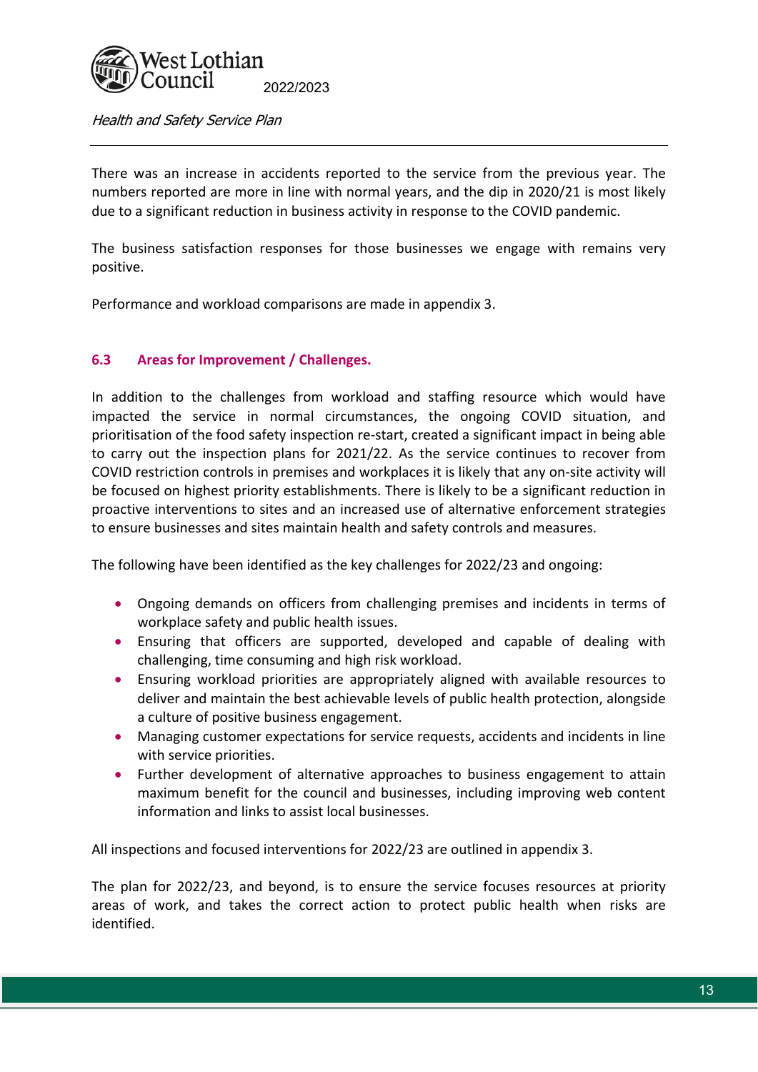There was an increase in accidents reported to the service from the previous year. The numbers reported are more in line with normal years, and the dip in 2020/21 is most likely due to a significant reduction in business activity in response to the COVID pandemic.

The business satisfaction responses for those businesses we engage with remains very positive.

Performance and workload comparisons are made in appendix 3.

### 6.3 Areas for Improvement / Challenges.

In addition to the challenges from workload and staffing resource which would have impacted the service in normal circumstances, the ongoing COVID situation, and prioritisation of the food safety inspection re-start, created a significant impact in being able to carry out the inspection plans for 2021/22. As the service continues to recover from COVID restriction controls in premises and workplaces it is likely that any on-site activity will be focused on highest priority establishments. There is likely to be a significant reduction in proactive interventions to sites and an increased use of alternative enforcement strategies to ensure businesses and sites maintain health and safety controls and measures.

The following have been identified as the key challenges for 2022/23 and ongoing:

- Ongoing demands on officers from challenging premises and incidents in terms of workplace safety and public health issues.
- Ensuring that officers are supported, developed and capable of dealing with challenging, time consuming and high risk workload.
- Ensuring workload priorities are appropriately aligned with available resources to deliver and maintain the best achievable levels of public health protection, alongside a culture of positive business engagement.
- Managing customer expectations for service requests, accidents and incidents in line with service priorities.
- Further development of alternative approaches to business engagement to attain maximum benefit for the council and businesses, including improving web content information and links to assist local businesses.

All inspections and focused interventions for 2022/23 are outlined in appendix 3.

The plan for 2022/23, and beyond, is to ensure the service focuses resources at priority areas of work, and takes the correct action to protect public health when risks are identified.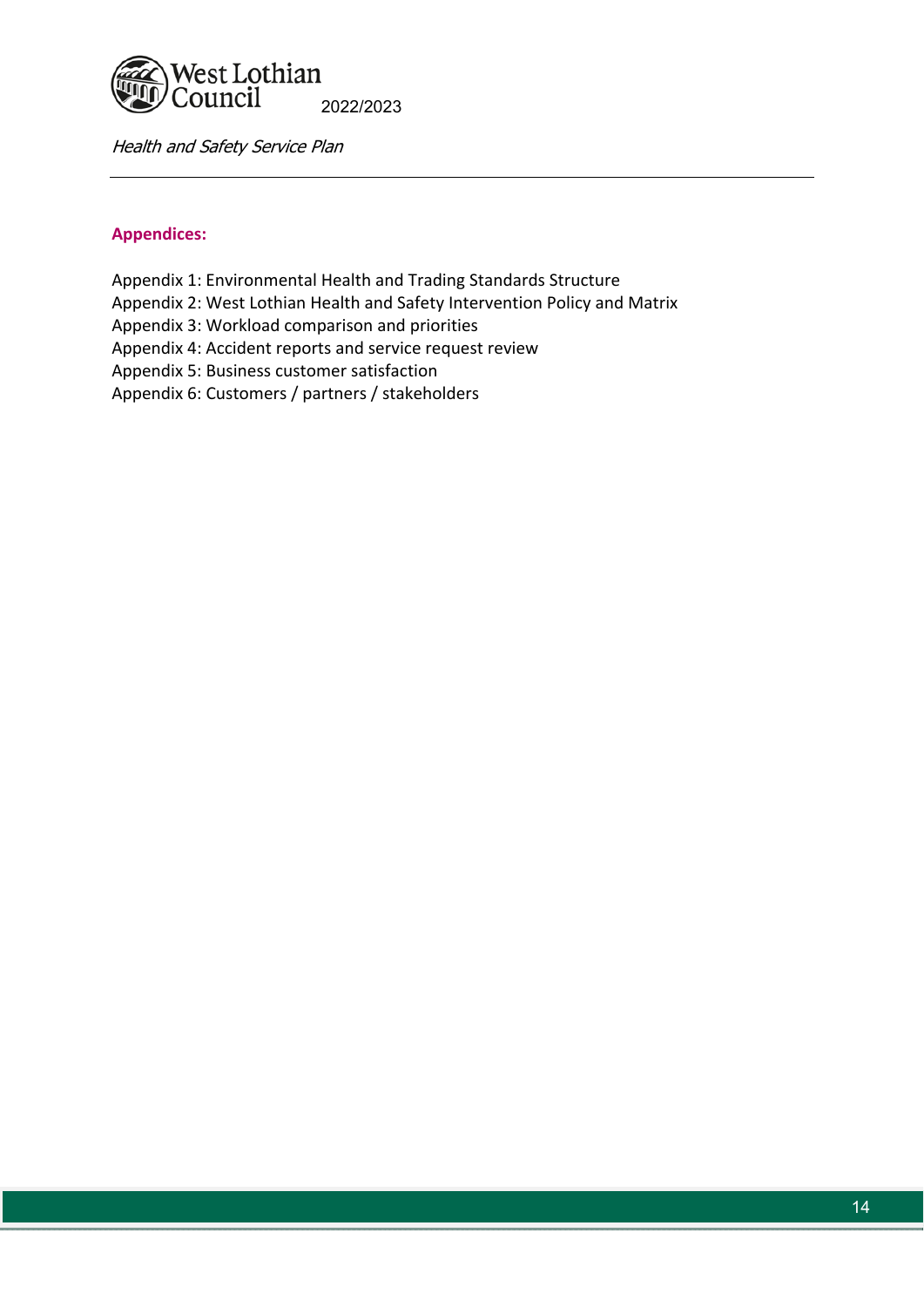## Appendices:

Appendix 1: Environmental Health and Trading Standards Structure
Appendix 2: West Lothian Health and Safety Intervention Policy and Matrix
Appendix 3: Workload comparison and priorities
Appendix 4: Accident reports and service request review
Appendix 5: Business customer satisfaction
Appendix 6: Customers / partners / stakeholders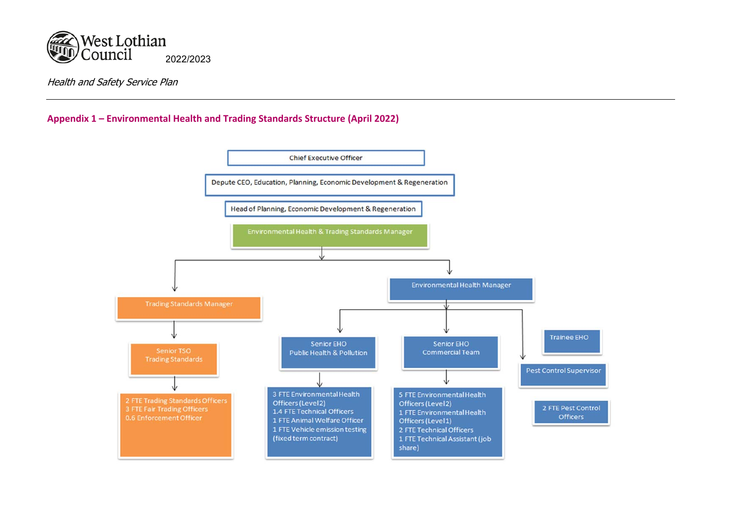## Appendix 1 – Environmental Health and Trading Standards Structure (April 2022)

- Chief Executive Officer
  - Depute CEO, Education, Planning, Economic Development & Regeneration
    - Head of Planning, Economic Development & Regeneration
      - Environmental Health & Trading Standards Manager
        - Trading Standards Manager
          - Senior TSO Trading Standards
            - 2 FTE Trading Standards Officers
            - 3 FTE Fair Trading Officers
            - 0.6 Enforcement Officer
        - Environmental Health Manager
          - Senior EHO Public Health & Pollution
            - 3 FTE Environmental Health Officers (Level2)
            - 1.4 FTE Technical Officers
            - 1 FTE Animal Welfare Officer
            - 1 FTE Vehicle emission testing (fixed term contract)
          - Senior EHO Commercial Team
            - 5 FTE Environmental Health Officers (Level2)
            - 1 FTE Environmental Health Officers (Level1)
            - 2 FTE Technical Officers
            - 1 FTE Technical Assistant (job share)
          - Trainee EHO
          - Pest Control Supervisor
            - 2 FTE Pest Control Officers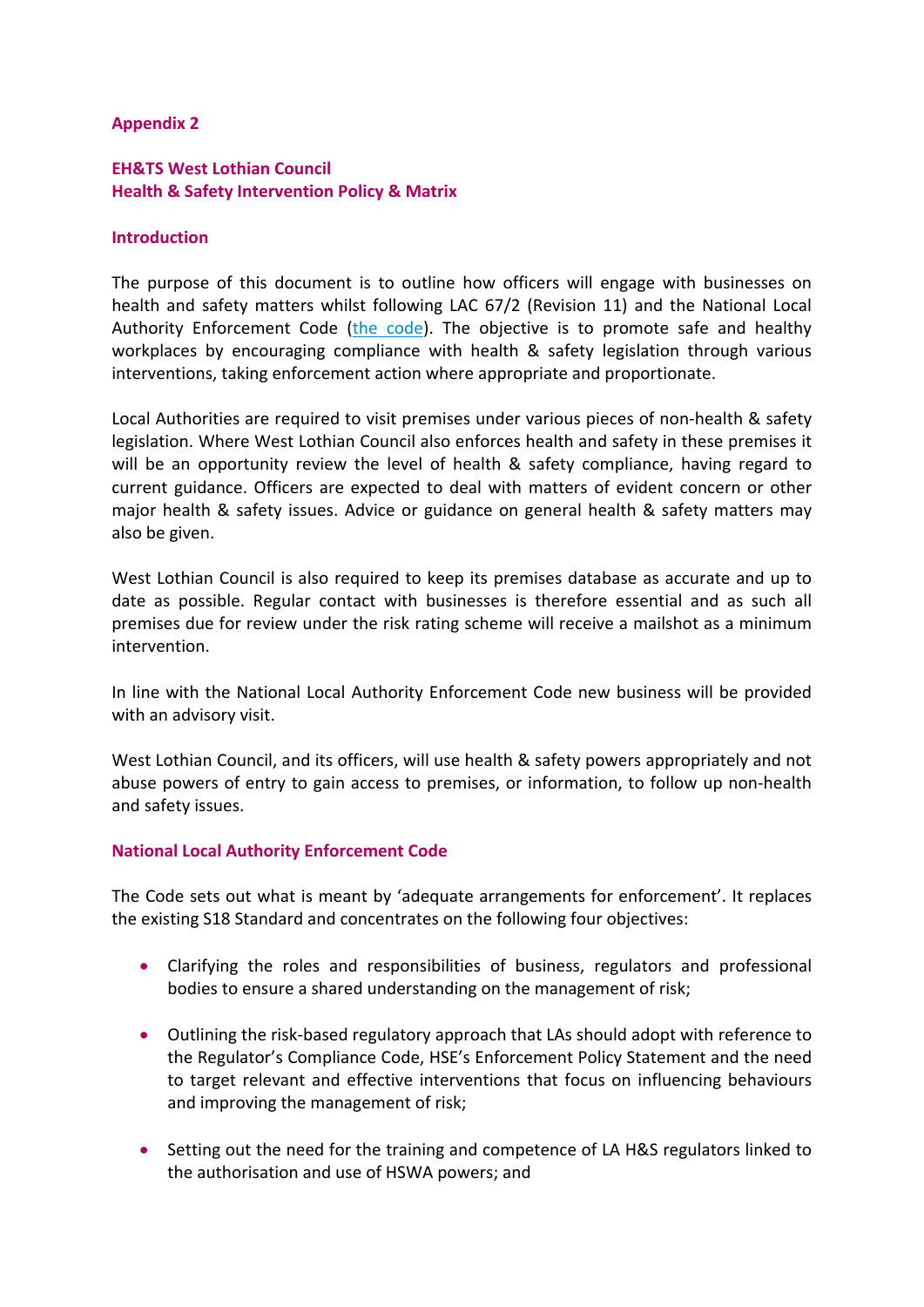**Appendix 2**

## EH&TS West Lothian Council
## Health & Safety Intervention Policy & Matrix

### Introduction

The purpose of this document is to outline how officers will engage with businesses on health and safety matters whilst following LAC 67/2 (Revision 11) and the National Local Authority Enforcement Code (the code). The objective is to promote safe and healthy workplaces by encouraging compliance with health & safety legislation through various interventions, taking enforcement action where appropriate and proportionate.

Local Authorities are required to visit premises under various pieces of non-health & safety legislation. Where West Lothian Council also enforces health and safety in these premises it will be an opportunity review the level of health & safety compliance, having regard to current guidance. Officers are expected to deal with matters of evident concern or other major health & safety issues. Advice or guidance on general health & safety matters may also be given.

West Lothian Council is also required to keep its premises database as accurate and up to date as possible. Regular contact with businesses is therefore essential and as such all premises due for review under the risk rating scheme will receive a mailshot as a minimum intervention.

In line with the National Local Authority Enforcement Code new business will be provided with an advisory visit.

West Lothian Council, and its officers, will use health & safety powers appropriately and not abuse powers of entry to gain access to premises, or information, to follow up non-health and safety issues.

### National Local Authority Enforcement Code

The Code sets out what is meant by 'adequate arrangements for enforcement'. It replaces the existing S18 Standard and concentrates on the following four objectives:

- Clarifying the roles and responsibilities of business, regulators and professional bodies to ensure a shared understanding on the management of risk;

- Outlining the risk-based regulatory approach that LAs should adopt with reference to the Regulator's Compliance Code, HSE's Enforcement Policy Statement and the need to target relevant and effective interventions that focus on influencing behaviours and improving the management of risk;

- Setting out the need for the training and competence of LA H&S regulators linked to the authorisation and use of HSWA powers; and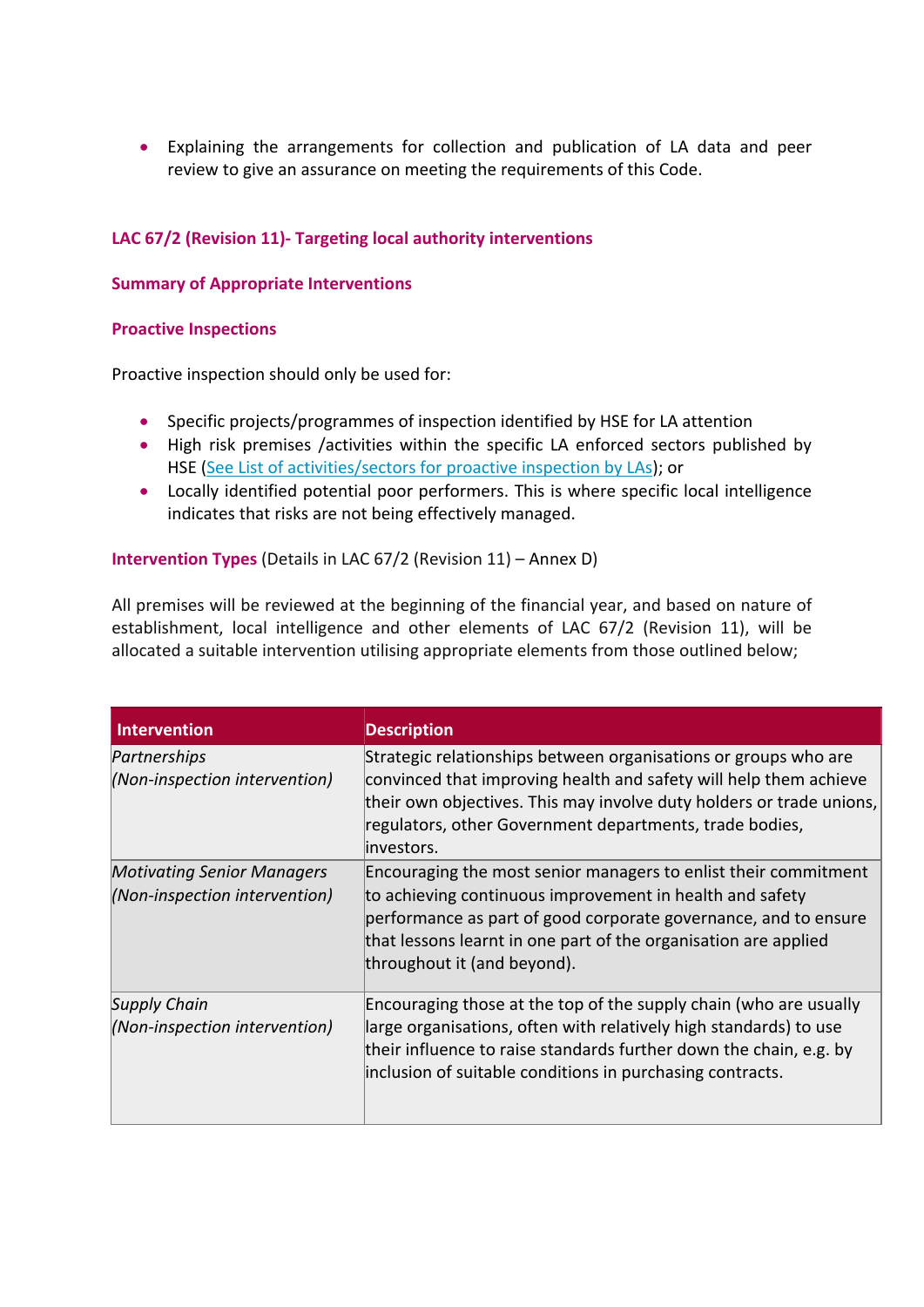- Explaining the arrangements for collection and publication of LA data and peer review to give an assurance on meeting the requirements of this Code.

### LAC 67/2 (Revision 11)- Targeting local authority interventions

#### Summary of Appropriate Interventions

#### Proactive Inspections

Proactive inspection should only be used for:

- Specific projects/programmes of inspection identified by HSE for LA attention
- High risk premises /activities within the specific LA enforced sectors published by HSE (See List of activities/sectors for proactive inspection by LAs); or
- Locally identified potential poor performers. This is where specific local intelligence indicates that risks are not being effectively managed.

**Intervention Types** (Details in LAC 67/2 (Revision 11) – Annex D)

All premises will be reviewed at the beginning of the financial year, and based on nature of establishment, local intelligence and other elements of LAC 67/2 (Revision 11), will be allocated a suitable intervention utilising appropriate elements from those outlined below;

| Intervention | Description |
|---|---|
| *Partnerships (Non-inspection intervention)* | Strategic relationships between organisations or groups who are convinced that improving health and safety will help them achieve their own objectives. This may involve duty holders or trade unions, regulators, other Government departments, trade bodies, investors. |
| *Motivating Senior Managers (Non-inspection intervention)* | Encouraging the most senior managers to enlist their commitment to achieving continuous improvement in health and safety performance as part of good corporate governance, and to ensure that lessons learnt in one part of the organisation are applied throughout it (and beyond). |
| *Supply Chain (Non-inspection intervention)* | Encouraging those at the top of the supply chain (who are usually large organisations, often with relatively high standards) to use their influence to raise standards further down the chain, e.g. by inclusion of suitable conditions in purchasing contracts. |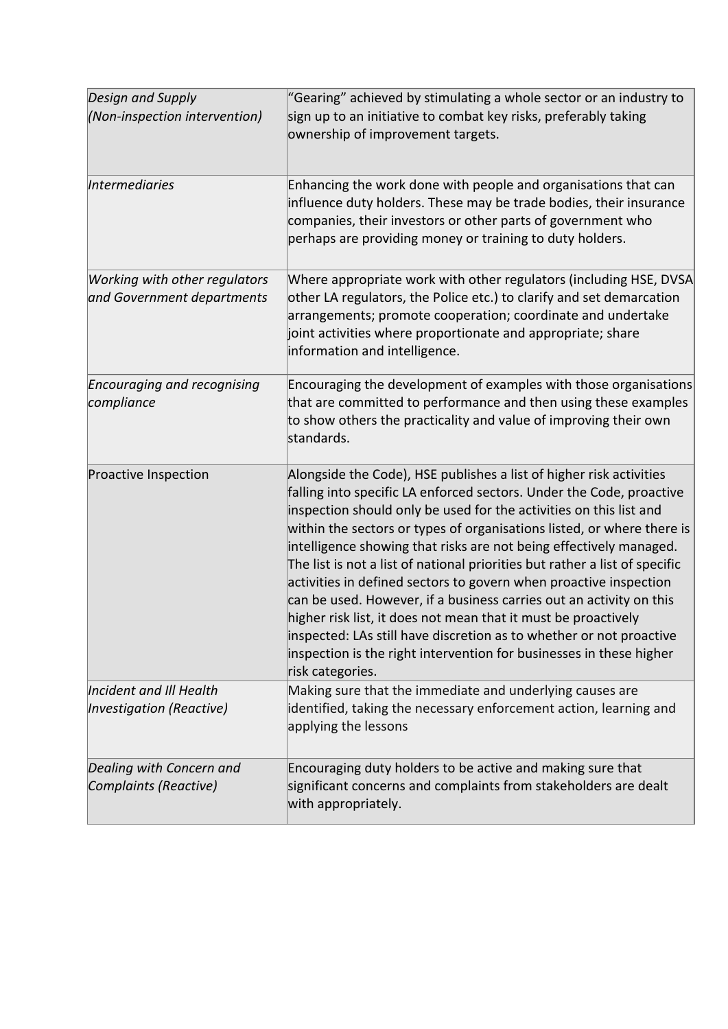| | |
|---|---|
| *Design and Supply (Non-inspection intervention)* | "Gearing" achieved by stimulating a whole sector or an industry to sign up to an initiative to combat key risks, preferably taking ownership of improvement targets. |
| *Intermediaries* | Enhancing the work done with people and organisations that can influence duty holders. These may be trade bodies, their insurance companies, their investors or other parts of government who perhaps are providing money or training to duty holders. |
| *Working with other regulators and Government departments* | Where appropriate work with other regulators (including HSE, DVSA other LA regulators, the Police etc.) to clarify and set demarcation arrangements; promote cooperation; coordinate and undertake joint activities where proportionate and appropriate; share information and intelligence. |
| *Encouraging and recognising compliance* | Encouraging the development of examples with those organisations that are committed to performance and then using these examples to show others the practicality and value of improving their own standards. |
| Proactive Inspection | Alongside the Code), HSE publishes a list of higher risk activities falling into specific LA enforced sectors. Under the Code, proactive inspection should only be used for the activities on this list and within the sectors or types of organisations listed, or where there is intelligence showing that risks are not being effectively managed. The list is not a list of national priorities but rather a list of specific activities in defined sectors to govern when proactive inspection can be used. However, if a business carries out an activity on this higher risk list, it does not mean that it must be proactively inspected: LAs still have discretion as to whether or not proactive inspection is the right intervention for businesses in these higher risk categories. |
| *Incident and Ill Health Investigation (Reactive)* | Making sure that the immediate and underlying causes are identified, taking the necessary enforcement action, learning and applying the lessons |
| *Dealing with Concern and Complaints (Reactive)* | Encouraging duty holders to be active and making sure that significant concerns and complaints from stakeholders are dealt with appropriately. |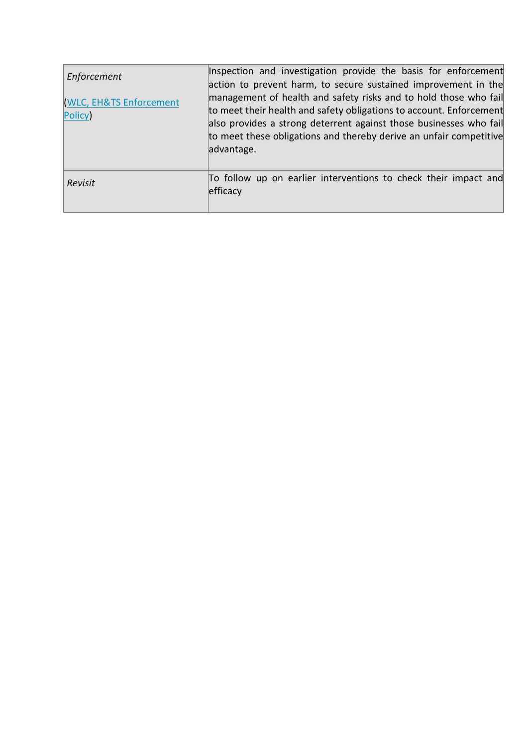| | |
|---|---|
| *Enforcement*<br><br>(WLC, EH&TS Enforcement Policy) | Inspection and investigation provide the basis for enforcement action to prevent harm, to secure sustained improvement in the management of health and safety risks and to hold those who fail to meet their health and safety obligations to account. Enforcement also provides a strong deterrent against those businesses who fail to meet these obligations and thereby derive an unfair competitive advantage. |
| *Revisit* | To follow up on earlier interventions to check their impact and efficacy |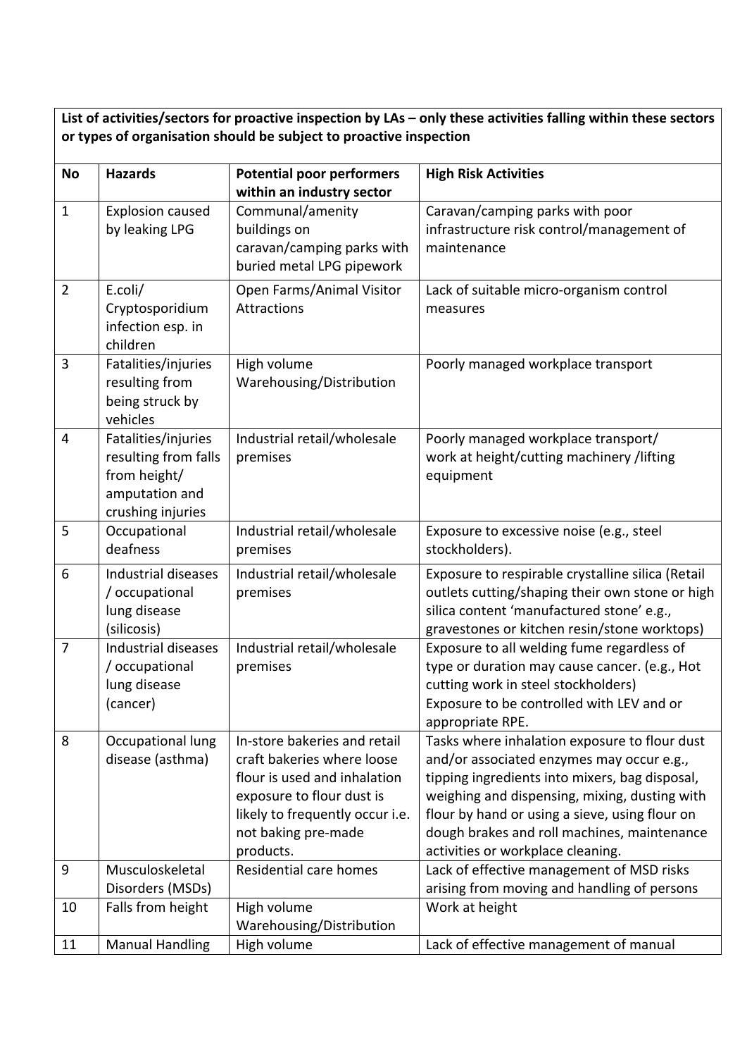**List of activities/sectors for proactive inspection by LAs – only these activities falling within these sectors or types of organisation should be subject to proactive inspection**

| No | Hazards | Potential poor performers within an industry sector | High Risk Activities |
|---|---|---|---|
| 1 | Explosion caused by leaking LPG | Communal/amenity buildings on caravan/camping parks with buried metal LPG pipework | Caravan/camping parks with poor infrastructure risk control/management of maintenance |
| 2 | E.coli/ Cryptosporidium infection esp. in children | Open Farms/Animal Visitor Attractions | Lack of suitable micro-organism control measures |
| 3 | Fatalities/injuries resulting from being struck by vehicles | High volume Warehousing/Distribution | Poorly managed workplace transport |
| 4 | Fatalities/injuries resulting from falls from height/ amputation and crushing injuries | Industrial retail/wholesale premises | Poorly managed workplace transport/ work at height/cutting machinery /lifting equipment |
| 5 | Occupational deafness | Industrial retail/wholesale premises | Exposure to excessive noise (e.g., steel stockholders). |
| 6 | Industrial diseases / occupational lung disease (silicosis) | Industrial retail/wholesale premises | Exposure to respirable crystalline silica (Retail outlets cutting/shaping their own stone or high silica content 'manufactured stone' e.g., gravestones or kitchen resin/stone worktops) |
| 7 | Industrial diseases / occupational lung disease (cancer) | Industrial retail/wholesale premises | Exposure to all welding fume regardless of type or duration may cause cancer. (e.g., Hot cutting work in steel stockholders) Exposure to be controlled with LEV and or appropriate RPE. |
| 8 | Occupational lung disease (asthma) | In-store bakeries and retail craft bakeries where loose flour is used and inhalation exposure to flour dust is likely to frequently occur i.e. not baking pre-made products. | Tasks where inhalation exposure to flour dust and/or associated enzymes may occur e.g., tipping ingredients into mixers, bag disposal, weighing and dispensing, mixing, dusting with flour by hand or using a sieve, using flour on dough brakes and roll machines, maintenance activities or workplace cleaning. |
| 9 | Musculoskeletal Disorders (MSDs) | Residential care homes | Lack of effective management of MSD risks arising from moving and handling of persons |
| 10 | Falls from height | High volume Warehousing/Distribution | Work at height |
| 11 | Manual Handling | High volume | Lack of effective management of manual |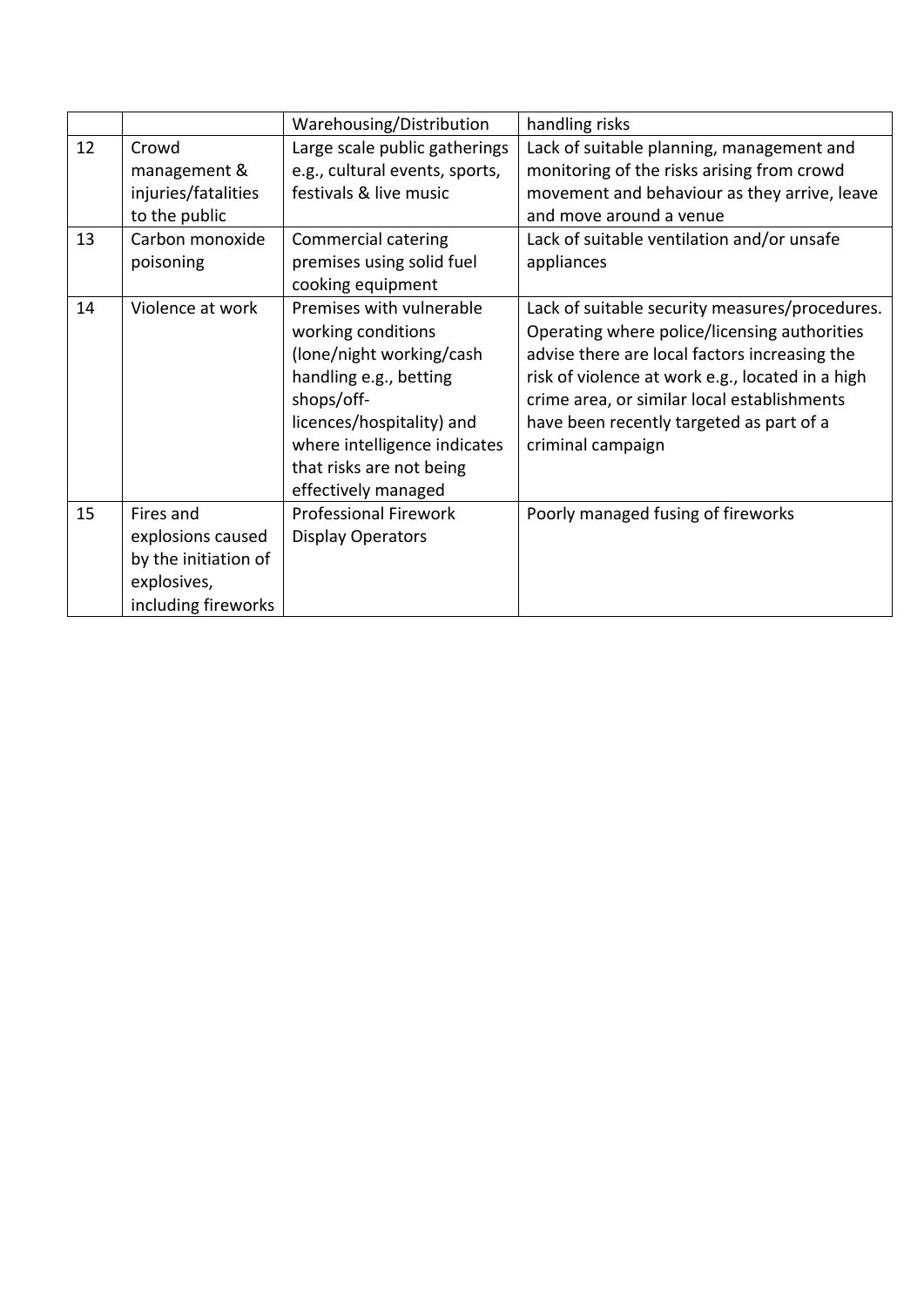| | | | |
|---|---|---|---|
| | | Warehousing/Distribution | handling risks |
| 12 | Crowd management & injuries/fatalities to the public | Large scale public gatherings e.g., cultural events, sports, festivals & live music | Lack of suitable planning, management and monitoring of the risks arising from crowd movement and behaviour as they arrive, leave and move around a venue |
| 13 | Carbon monoxide poisoning | Commercial catering premises using solid fuel cooking equipment | Lack of suitable ventilation and/or unsafe appliances |
| 14 | Violence at work | Premises with vulnerable working conditions (lone/night working/cash handling e.g., betting shops/off-licences/hospitality) and where intelligence indicates that risks are not being effectively managed | Lack of suitable security measures/procedures. Operating where police/licensing authorities advise there are local factors increasing the risk of violence at work e.g., located in a high crime area, or similar local establishments have been recently targeted as part of a criminal campaign |
| 15 | Fires and explosions caused by the initiation of explosives, including fireworks | Professional Firework Display Operators | Poorly managed fusing of fireworks |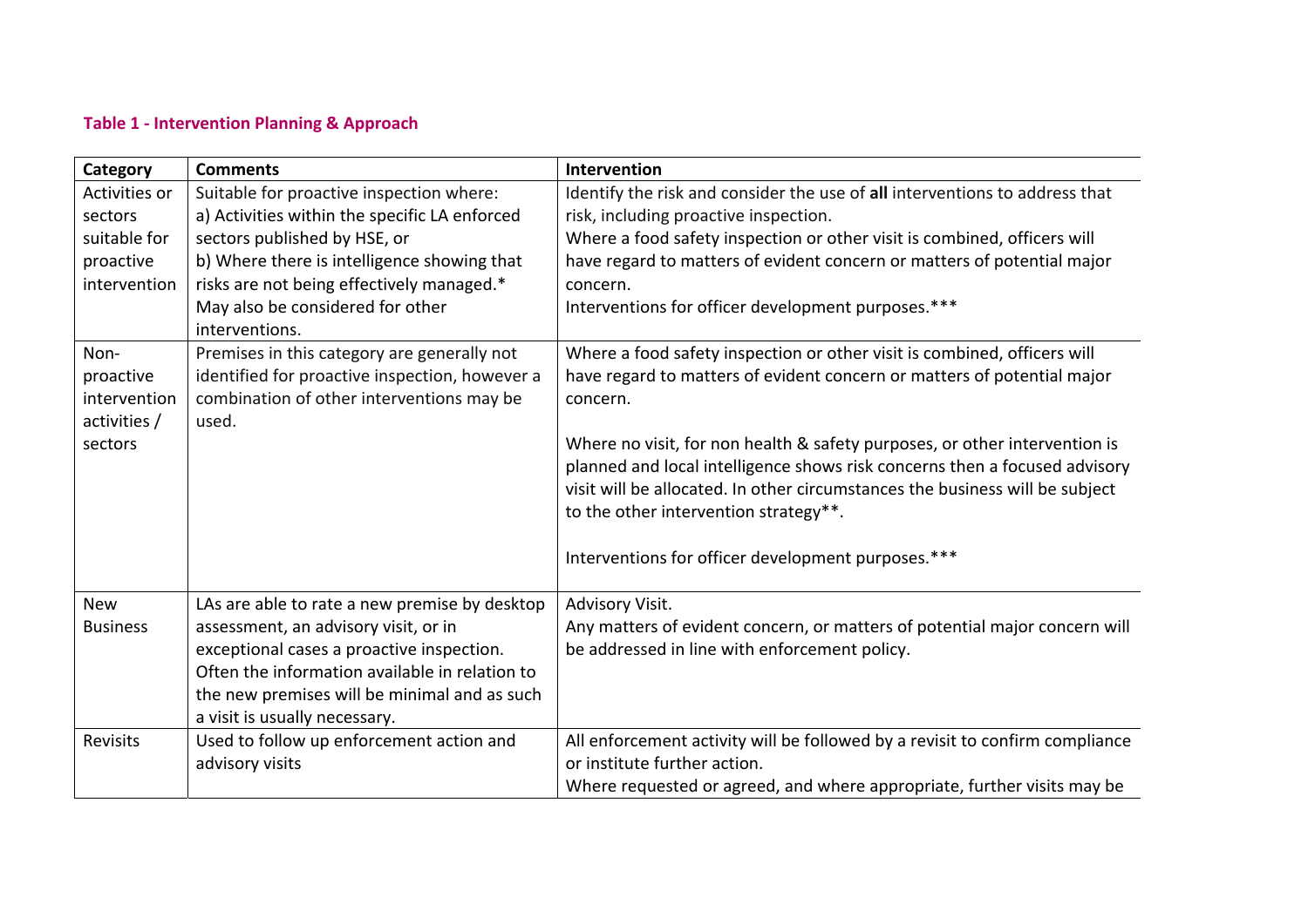**Table 1 - Intervention Planning & Approach**

| Category | Comments | Intervention |
| --- | --- | --- |
| Activities or sectors suitable for proactive intervention | Suitable for proactive inspection where:<br>a) Activities within the specific LA enforced sectors published by HSE, or<br>b) Where there is intelligence showing that risks are not being effectively managed.*<br>May also be considered for other interventions. | Identify the risk and consider the use of **all** interventions to address that risk, including proactive inspection.<br>Where a food safety inspection or other visit is combined, officers will have regard to matters of evident concern or matters of potential major concern.<br>Interventions for officer development purposes.*** |
| Non-proactive intervention activities / sectors | Premises in this category are generally not identified for proactive inspection, however a combination of other interventions may be used. | Where a food safety inspection or other visit is combined, officers will have regard to matters of evident concern or matters of potential major concern.<br><br>Where no visit, for non health & safety purposes, or other intervention is planned and local intelligence shows risk concerns then a focused advisory visit will be allocated. In other circumstances the business will be subject to the other intervention strategy**.<br><br>Interventions for officer development purposes.*** |
| New Business | LAs are able to rate a new premise by desktop assessment, an advisory visit, or in exceptional cases a proactive inspection. Often the information available in relation to the new premises will be minimal and as such a visit is usually necessary. | Advisory Visit.<br>Any matters of evident concern, or matters of potential major concern will be addressed in line with enforcement policy. |
| Revisits | Used to follow up enforcement action and advisory visits | All enforcement activity will be followed by a revisit to confirm compliance or institute further action.<br>Where requested or agreed, and where appropriate, further visits may be |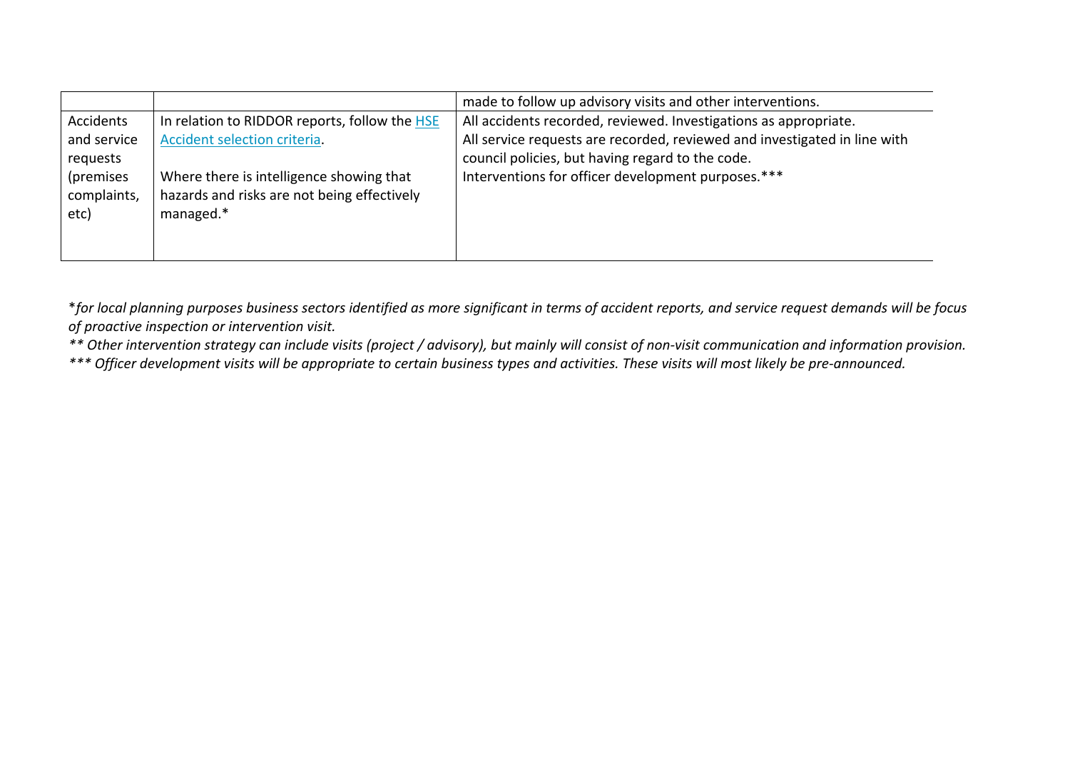| | | |
|---|---|---|
| | | made to follow up advisory visits and other interventions. |
| Accidents and service requests (premises complaints, etc) | In relation to RIDDOR reports, follow the HSE Accident selection criteria.<br><br>Where there is intelligence showing that hazards and risks are not being effectively managed.* | All accidents recorded, reviewed. Investigations as appropriate.<br>All service requests are recorded, reviewed and investigated in line with council policies, but having regard to the code.<br>Interventions for officer development purposes.*** |

**for local planning purposes business sectors identified as more significant in terms of accident reports, and service request demands will be focus of proactive inspection or intervention visit.*

*** Other intervention strategy can include visits (project / advisory), but mainly will consist of non-visit communication and information provision.*

**** Officer development visits will be appropriate to certain business types and activities. These visits will most likely be pre-announced.*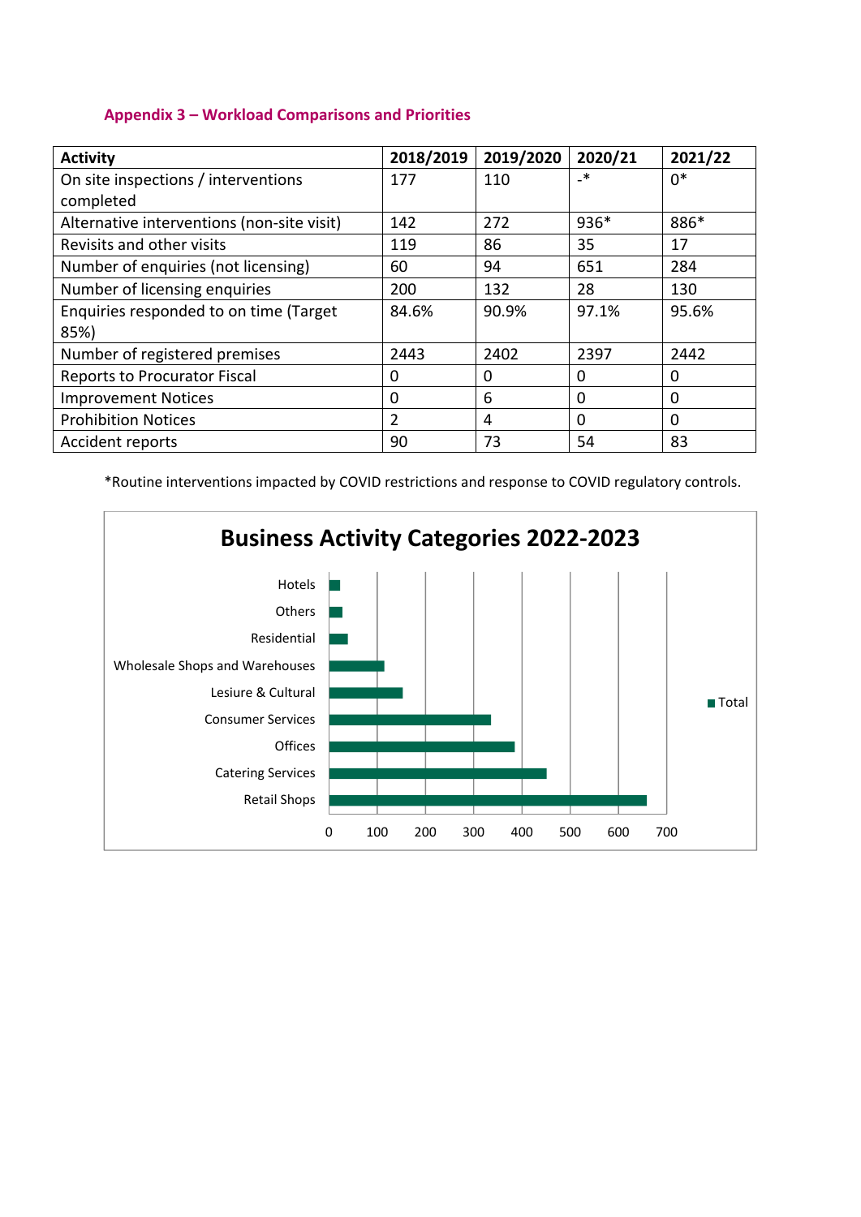## Appendix 3 – Workload Comparisons and Priorities

| Activity | 2018/2019 | 2019/2020 | 2020/21 | 2021/22 |
|---|---|---|---|---|
| On site inspections / interventions completed | 177 | 110 | -* | 0* |
| Alternative interventions (non-site visit) | 142 | 272 | 936* | 886* |
| Revisits and other visits | 119 | 86 | 35 | 17 |
| Number of enquiries (not licensing) | 60 | 94 | 651 | 284 |
| Number of licensing enquiries | 200 | 132 | 28 | 130 |
| Enquiries responded to on time (Target 85%) | 84.6% | 90.9% | 97.1% | 95.6% |
| Number of registered premises | 2443 | 2402 | 2397 | 2442 |
| Reports to Procurator Fiscal | 0 | 0 | 0 | 0 |
| Improvement Notices | 0 | 6 | 0 | 0 |
| Prohibition Notices | 2 | 4 | 0 | 0 |
| Accident reports | 90 | 73 | 54 | 83 |

*Routine interventions impacted by COVID restrictions and response to COVID regulatory controls.

**Business Activity Categories 2022-2023**

Categories (Total): Hotels, Others, Residential, Wholesale Shops and Warehouses, Lesiure & Cultural, Consumer Services, Offices, Catering Services, Retail Shops

Axis: 0, 100, 200, 300, 400, 500, 600, 700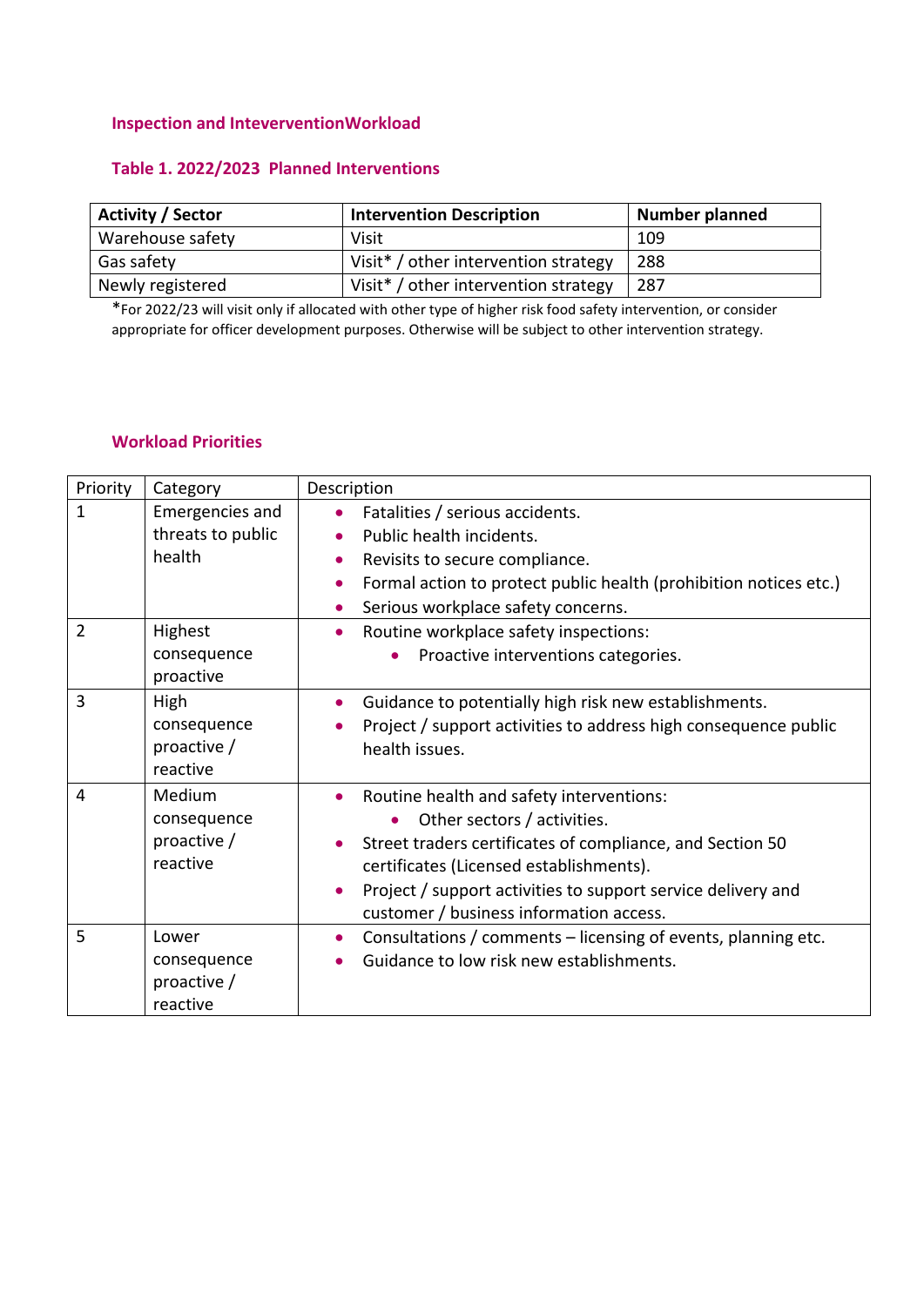## Inspection and InteverventionWorkload

### Table 1. 2022/2023  Planned Interventions

| Activity / Sector | Intervention Description | Number planned |
|---|---|---|
| Warehouse safety | Visit | 109 |
| Gas safety | Visit* / other intervention strategy | 288 |
| Newly registered | Visit* / other intervention strategy | 287 |

*For 2022/23 will visit only if allocated with other type of higher risk food safety intervention, or consider appropriate for officer development purposes. Otherwise will be subject to other intervention strategy.

## Workload Priorities

| Priority | Category | Description |
|---|---|---|
| 1 | Emergencies and threats to public health | • Fatalities / serious accidents.<br>• Public health incidents.<br>• Revisits to secure compliance.<br>• Formal action to protect public health (prohibition notices etc.)<br>• Serious workplace safety concerns. |
| 2 | Highest consequence proactive | • Routine workplace safety inspections:<br>  ◦ Proactive interventions categories. |
| 3 | High consequence proactive / reactive | • Guidance to potentially high risk new establishments.<br>• Project / support activities to address high consequence public health issues. |
| 4 | Medium consequence proactive / reactive | • Routine health and safety interventions:<br>  ◦ Other sectors / activities.<br>• Street traders certificates of compliance, and Section 50 certificates (Licensed establishments).<br>• Project / support activities to support service delivery and customer / business information access. |
| 5 | Lower consequence proactive / reactive | • Consultations / comments – licensing of events, planning etc.<br>• Guidance to low risk new establishments. |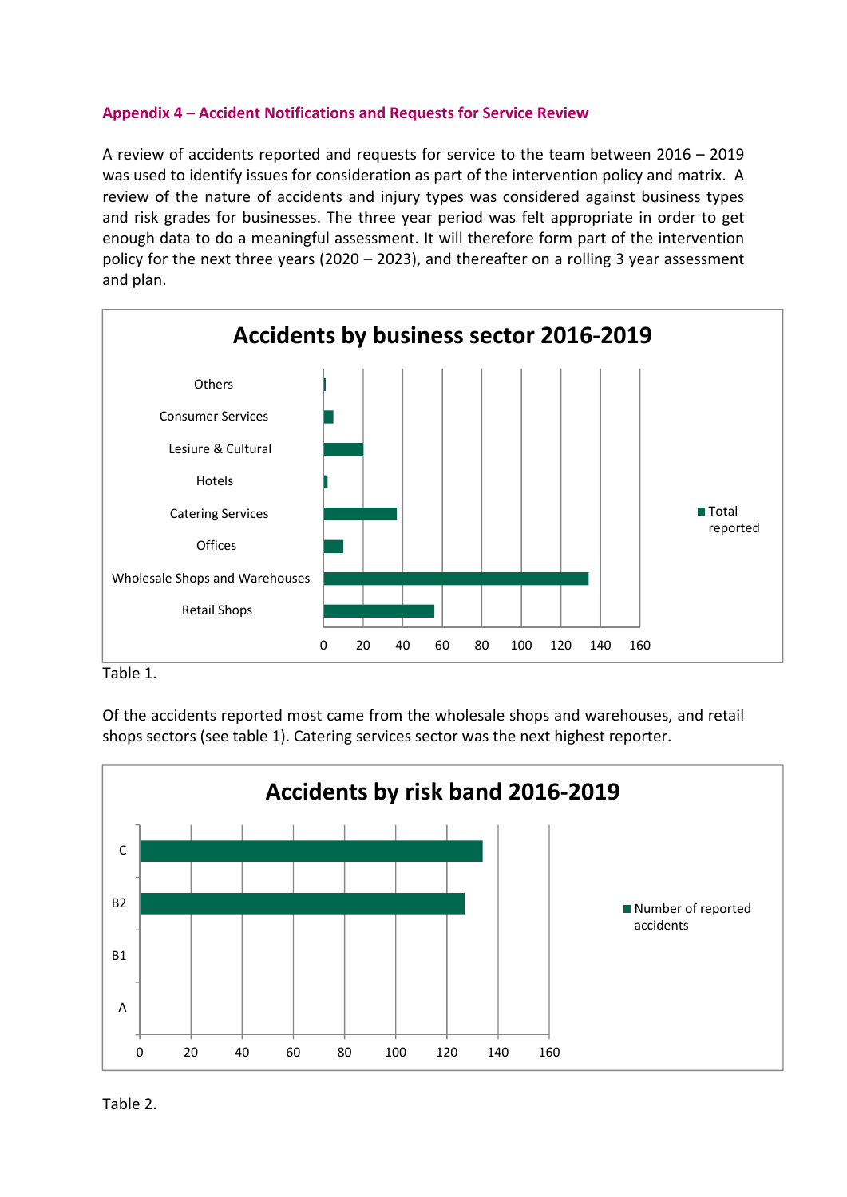**Appendix 4 – Accident Notifications and Requests for Service Review**

A review of accidents reported and requests for service to the team between 2016 – 2019 was used to identify issues for consideration as part of the intervention policy and matrix. A review of the nature of accidents and injury types was considered against business types and risk grades for businesses. The three year period was felt appropriate in order to get enough data to do a meaningful assessment. It will therefore form part of the intervention policy for the next three years (2020 – 2023), and thereafter on a rolling 3 year assessment and plan.

**Accidents by business sector 2016-2019**

Bar chart (legend: Total reported). Categories: Others, Consumer Services, Lesiure & Cultural, Hotels, Catering Services, Offices, Wholesale Shops and Warehouses, Retail Shops. Axis: 0–160.

Table 1.

Of the accidents reported most came from the wholesale shops and warehouses, and retail shops sectors (see table 1). Catering services sector was the next highest reporter.

**Accidents by risk band 2016-2019**

Bar chart (legend: Number of reported accidents). Categories: C, B2, B1, A. Axis: 0–160.

Table 2.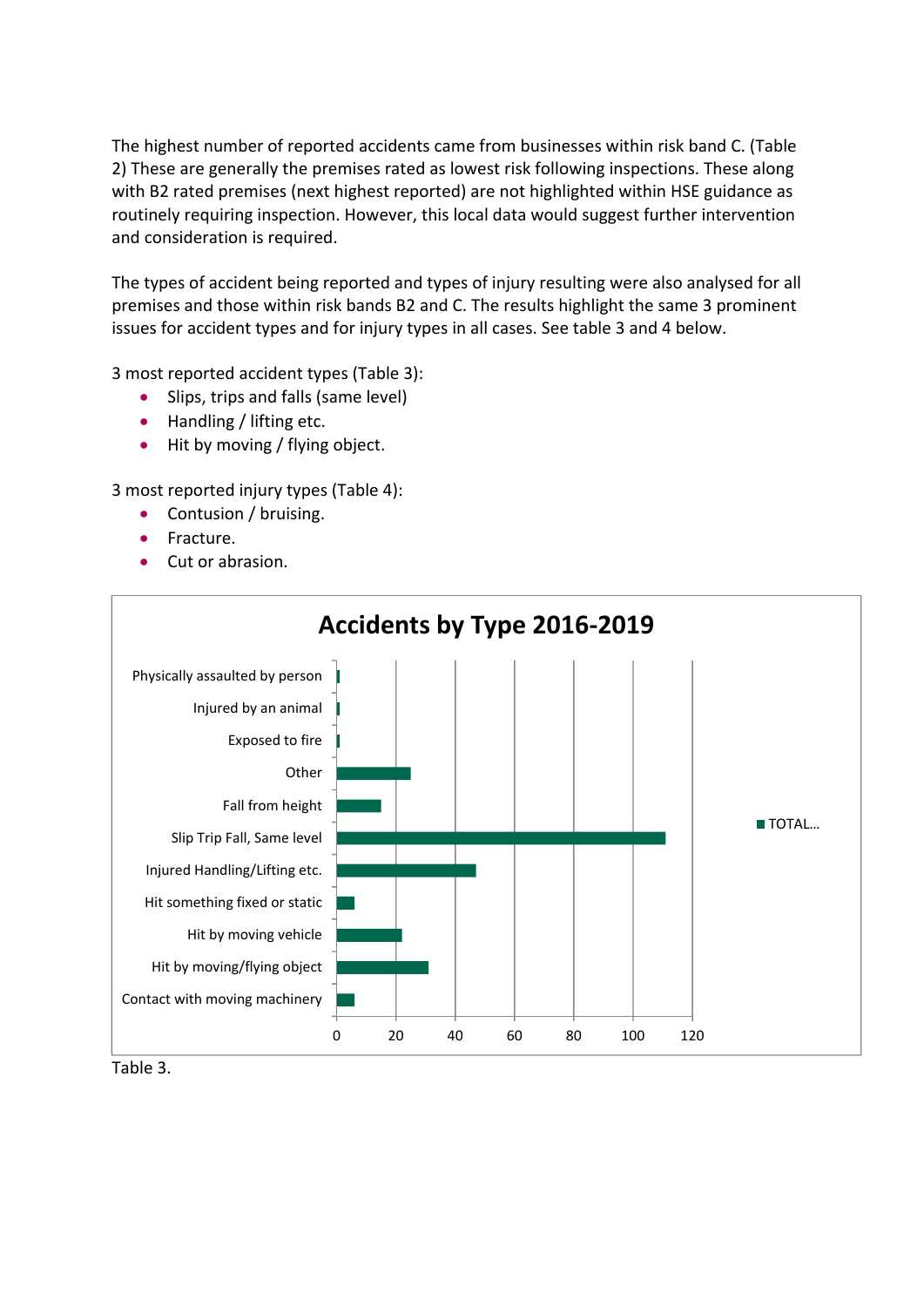The highest number of reported accidents came from businesses within risk band C. (Table 2) These are generally the premises rated as lowest risk following inspections. These along with B2 rated premises (next highest reported) are not highlighted within HSE guidance as routinely requiring inspection. However, this local data would suggest further intervention and consideration is required.

The types of accident being reported and types of injury resulting were also analysed for all premises and those within risk bands B2 and C. The results highlight the same 3 prominent issues for accident types and for injury types in all cases. See table 3 and 4 below.

3 most reported accident types (Table 3):

- Slips, trips and falls (same level)
- Handling / lifting etc.
- Hit by moving / flying object.

3 most reported injury types (Table 4):

- Contusion / bruising.
- Fracture.
- Cut or abrasion.

**Accidents by Type 2016-2019**

| Accident type | TOTAL... |
|---|---|
| Physically assaulted by person | 1 |
| Injured by an animal | 1 |
| Exposed to fire | 1 |
| Other | 25 |
| Fall from height | 15 |
| Slip Trip Fall, Same level | 111 |
| Injured Handling/Lifting etc. | 47 |
| Hit something fixed or static | 6 |
| Hit by moving vehicle | 22 |
| Hit by moving/flying object | 31 |
| Contact with moving machinery | 6 |

Table 3.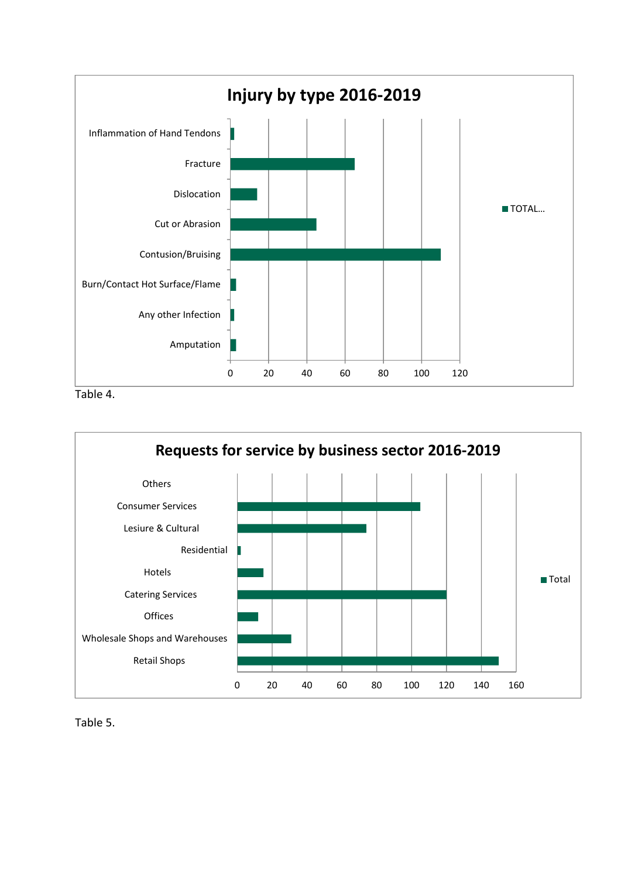**Injury by type 2016-2019**

| Injury type | TOTAL… |
|---|---|
| Inflammation of Hand Tendons | 2 |
| Fracture | 65 |
| Dislocation | 14 |
| Cut or Abrasion | 45 |
| Contusion/Bruising | 110 |
| Burn/Contact Hot Surface/Flame | 3 |
| Any other Infection | 2 |
| Amputation | 3 |

Table 4.

**Requests for service by business sector 2016-2019**

| Business sector | Total |
|---|---|
| Others | |
| Consumer Services | 105 |
| Lesiure & Cultural | 74 |
| Residential | 2 |
| Hotels | 15 |
| Catering Services | 120 |
| Offices | 12 |
| Wholesale Shops and Warehouses | 31 |
| Retail Shops | 150 |

Table 5.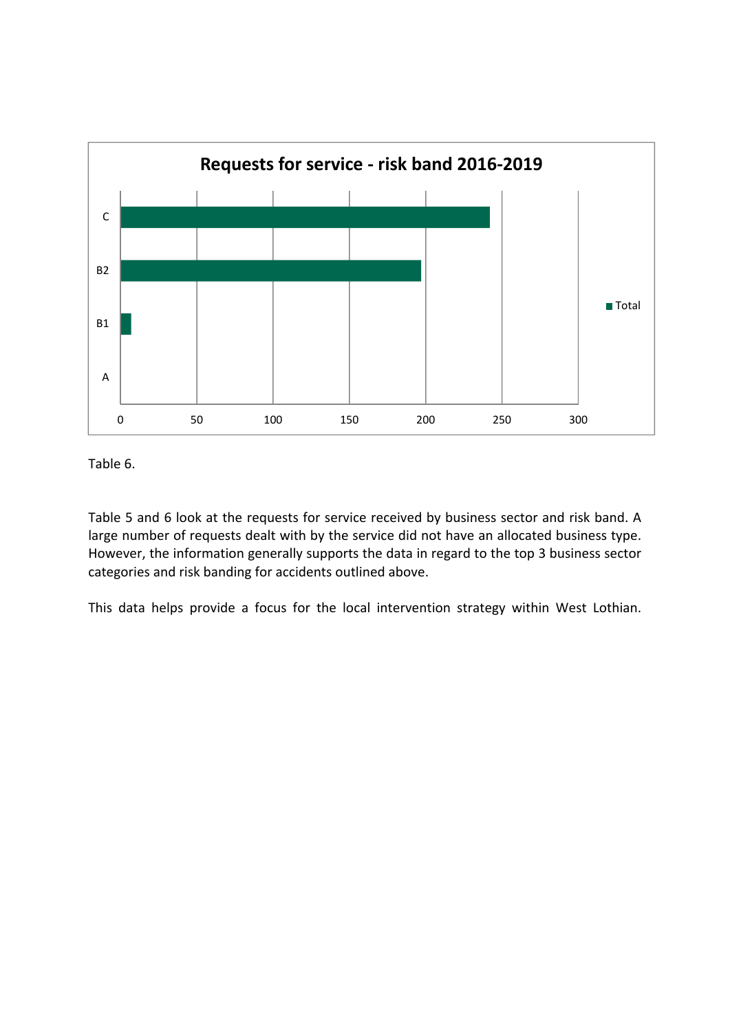**Requests for service - risk band 2016-2019**

| Risk band | Total |
|---|---|
| C | ~242 |
| B2 | ~197 |
| B1 | ~7 |
| A | 0 |

Table 6.

Table 5 and 6 look at the requests for service received by business sector and risk band. A large number of requests dealt with by the service did not have an allocated business type. However, the information generally supports the data in regard to the top 3 business sector categories and risk banding for accidents outlined above.

This data helps provide a focus for the local intervention strategy within West Lothian.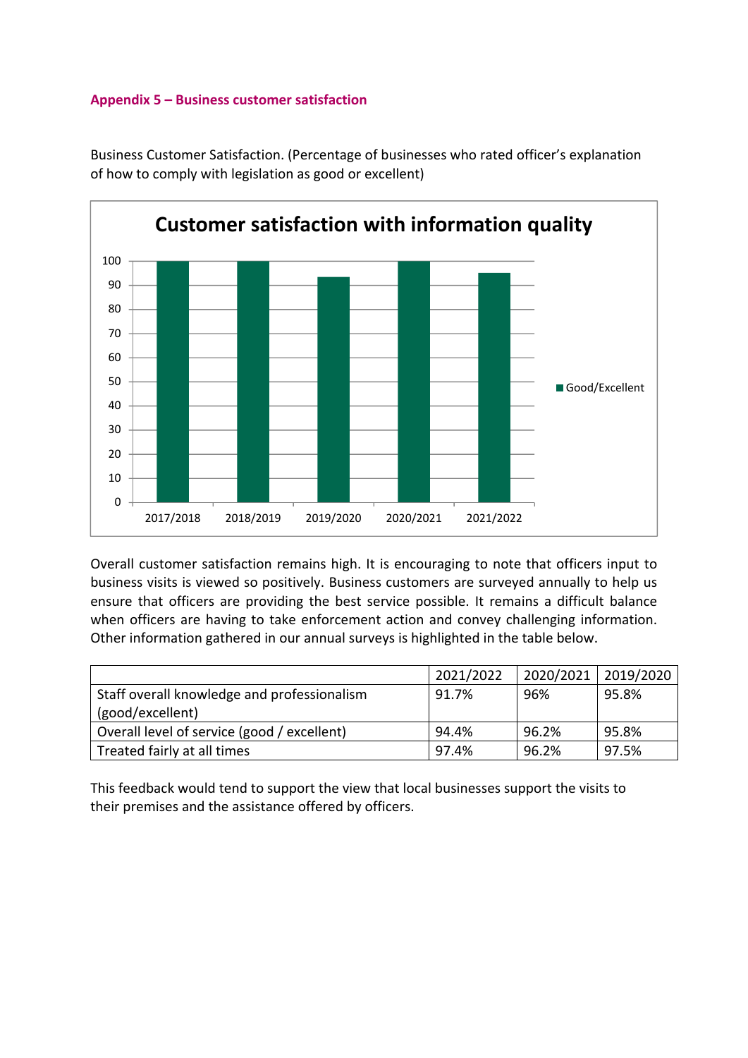## Appendix 5 – Business customer satisfaction

Business Customer Satisfaction. (Percentage of businesses who rated officer's explanation of how to comply with legislation as good or excellent)

Overall customer satisfaction remains high. It is encouraging to note that officers input to business visits is viewed so positively. Business customers are surveyed annually to help us ensure that officers are providing the best service possible. It remains a difficult balance when officers are having to take enforcement action and convey challenging information. Other information gathered in our annual surveys is highlighted in the table below.

| | 2021/2022 | 2020/2021 | 2019/2020 |
|---|---|---|---|
| Staff overall knowledge and professionalism (good/excellent) | 91.7% | 96% | 95.8% |
| Overall level of service (good / excellent) | 94.4% | 96.2% | 95.8% |
| Treated fairly at all times | 97.4% | 96.2% | 97.5% |

This feedback would tend to support the view that local businesses support the visits to their premises and the assistance offered by officers.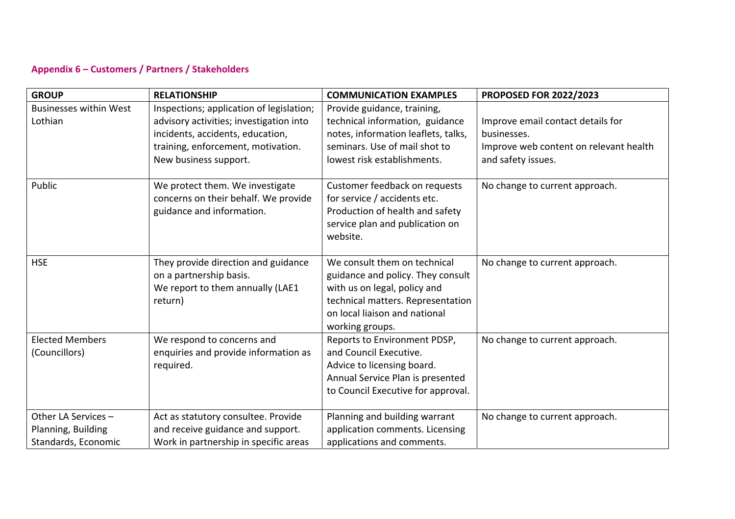## Appendix 6 – Customers / Partners / Stakeholders

| GROUP | RELATIONSHIP | COMMUNICATION EXAMPLES | PROPOSED FOR 2022/2023 |
|---|---|---|---|
| Businesses within West Lothian | Inspections; application of legislation; advisory activities; investigation into incidents, accidents, education, training, enforcement, motivation. New business support. | Provide guidance, training, technical information, guidance notes, information leaflets, talks, seminars. Use of mail shot to lowest risk establishments. | Improve email contact details for businesses. Improve web content on relevant health and safety issues. |
| Public | We protect them. We investigate concerns on their behalf. We provide guidance and information. | Customer feedback on requests for service / accidents etc. Production of health and safety service plan and publication on website. | No change to current approach. |
| HSE | They provide direction and guidance on a partnership basis. We report to them annually (LAE1 return) | We consult them on technical guidance and policy. They consult with us on legal, policy and technical matters. Representation on local liaison and national working groups. | No change to current approach. |
| Elected Members (Councillors) | We respond to concerns and enquiries and provide information as required. | Reports to Environment PDSP, and Council Executive. Advice to licensing board. Annual Service Plan is presented to Council Executive for approval. | No change to current approach. |
| Other LA Services – Planning, Building Standards, Economic | Act as statutory consultee. Provide and receive guidance and support. Work in partnership in specific areas | Planning and building warrant application comments. Licensing applications and comments. | No change to current approach. |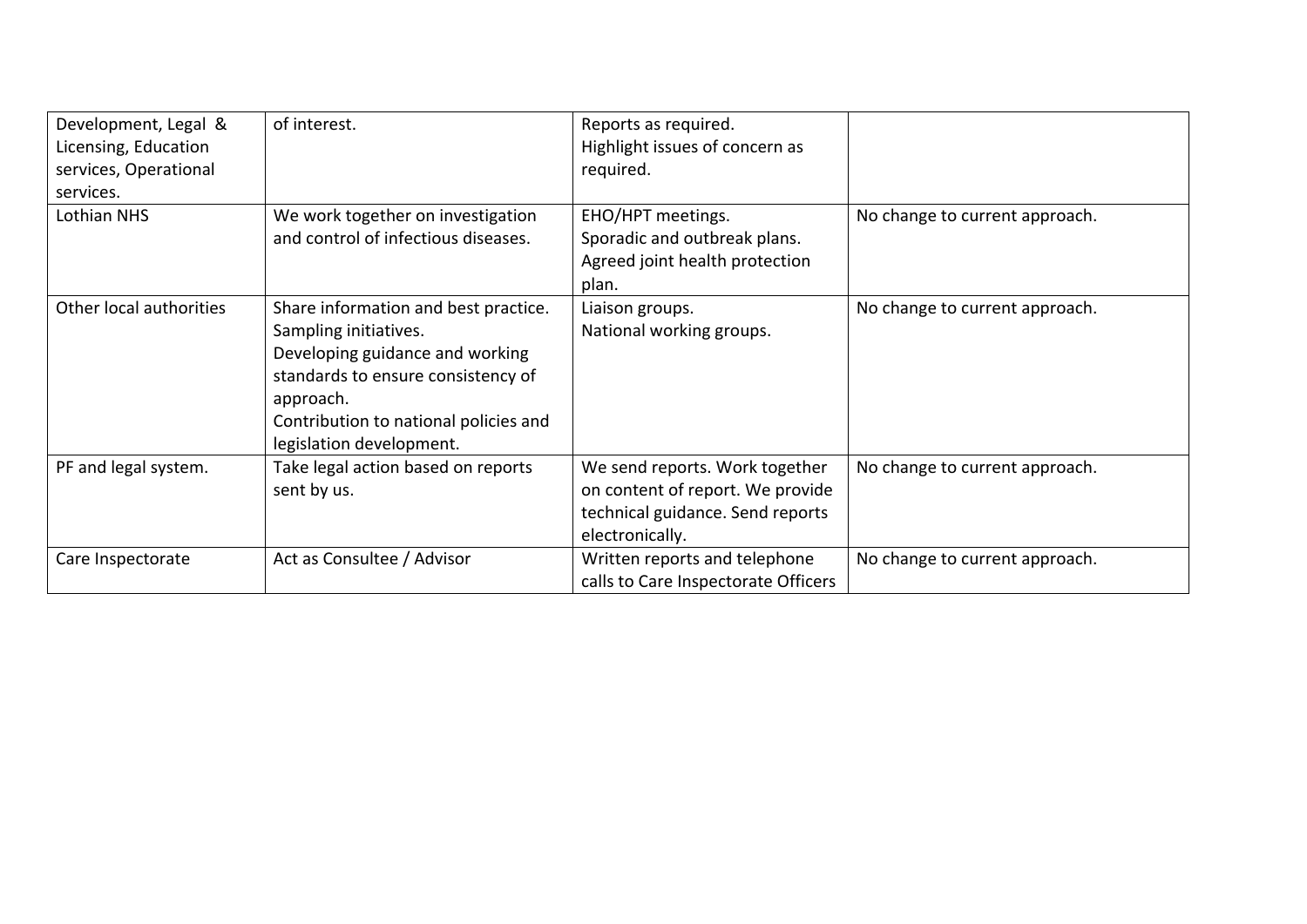| | | | |
|---|---|---|---|
| Development, Legal & Licensing, Education services, Operational services. | of interest. | Reports as required.<br>Highlight issues of concern as required. | |
| Lothian NHS | We work together on investigation and control of infectious diseases. | EHO/HPT meetings.<br>Sporadic and outbreak plans.<br>Agreed joint health protection plan. | No change to current approach. |
| Other local authorities | Share information and best practice.<br>Sampling initiatives.<br>Developing guidance and working standards to ensure consistency of approach.<br>Contribution to national policies and legislation development. | Liaison groups.<br>National working groups. | No change to current approach. |
| PF and legal system. | Take legal action based on reports sent by us. | We send reports. Work together on content of report. We provide technical guidance. Send reports electronically. | No change to current approach. |
| Care Inspectorate | Act as Consultee / Advisor | Written reports and telephone calls to Care Inspectorate Officers | No change to current approach. |